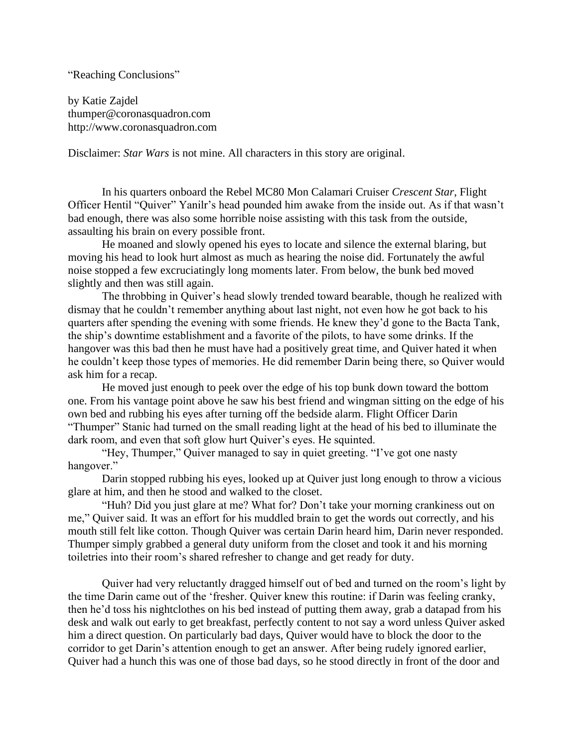"Reaching Conclusions"

by Katie Zajdel
thumper@coronasquadron.com
http://www.coronasquadron.com

Disclaimer: *Star Wars* is not mine. All characters in this story are original.

In his quarters onboard the Rebel MC80 Mon Calamari Cruiser *Crescent Star*, Flight Officer Hentil "Quiver" Yanilr's head pounded him awake from the inside out. As if that wasn't bad enough, there was also some horrible noise assisting with this task from the outside, assaulting his brain on every possible front.

He moaned and slowly opened his eyes to locate and silence the external blaring, but moving his head to look hurt almost as much as hearing the noise did. Fortunately the awful noise stopped a few excruciatingly long moments later. From below, the bunk bed moved slightly and then was still again.

The throbbing in Quiver's head slowly trended toward bearable, though he realized with dismay that he couldn't remember anything about last night, not even how he got back to his quarters after spending the evening with some friends. He knew they'd gone to the Bacta Tank, the ship's downtime establishment and a favorite of the pilots, to have some drinks. If the hangover was this bad then he must have had a positively great time, and Quiver hated it when he couldn't keep those types of memories. He did remember Darin being there, so Quiver would ask him for a recap.

He moved just enough to peek over the edge of his top bunk down toward the bottom one. From his vantage point above he saw his best friend and wingman sitting on the edge of his own bed and rubbing his eyes after turning off the bedside alarm. Flight Officer Darin "Thumper" Stanic had turned on the small reading light at the head of his bed to illuminate the dark room, and even that soft glow hurt Quiver's eyes. He squinted.

"Hey, Thumper," Quiver managed to say in quiet greeting. "I've got one nasty hangover."

Darin stopped rubbing his eyes, looked up at Quiver just long enough to throw a vicious glare at him, and then he stood and walked to the closet.

"Huh? Did you just glare at me? What for? Don't take your morning crankiness out on me," Quiver said. It was an effort for his muddled brain to get the words out correctly, and his mouth still felt like cotton. Though Quiver was certain Darin heard him, Darin never responded. Thumper simply grabbed a general duty uniform from the closet and took it and his morning toiletries into their room's shared refresher to change and get ready for duty.

Quiver had very reluctantly dragged himself out of bed and turned on the room's light by the time Darin came out of the 'fresher. Quiver knew this routine: if Darin was feeling cranky, then he'd toss his nightclothes on his bed instead of putting them away, grab a datapad from his desk and walk out early to get breakfast, perfectly content to not say a word unless Quiver asked him a direct question. On particularly bad days, Quiver would have to block the door to the corridor to get Darin's attention enough to get an answer. After being rudely ignored earlier, Quiver had a hunch this was one of those bad days, so he stood directly in front of the door and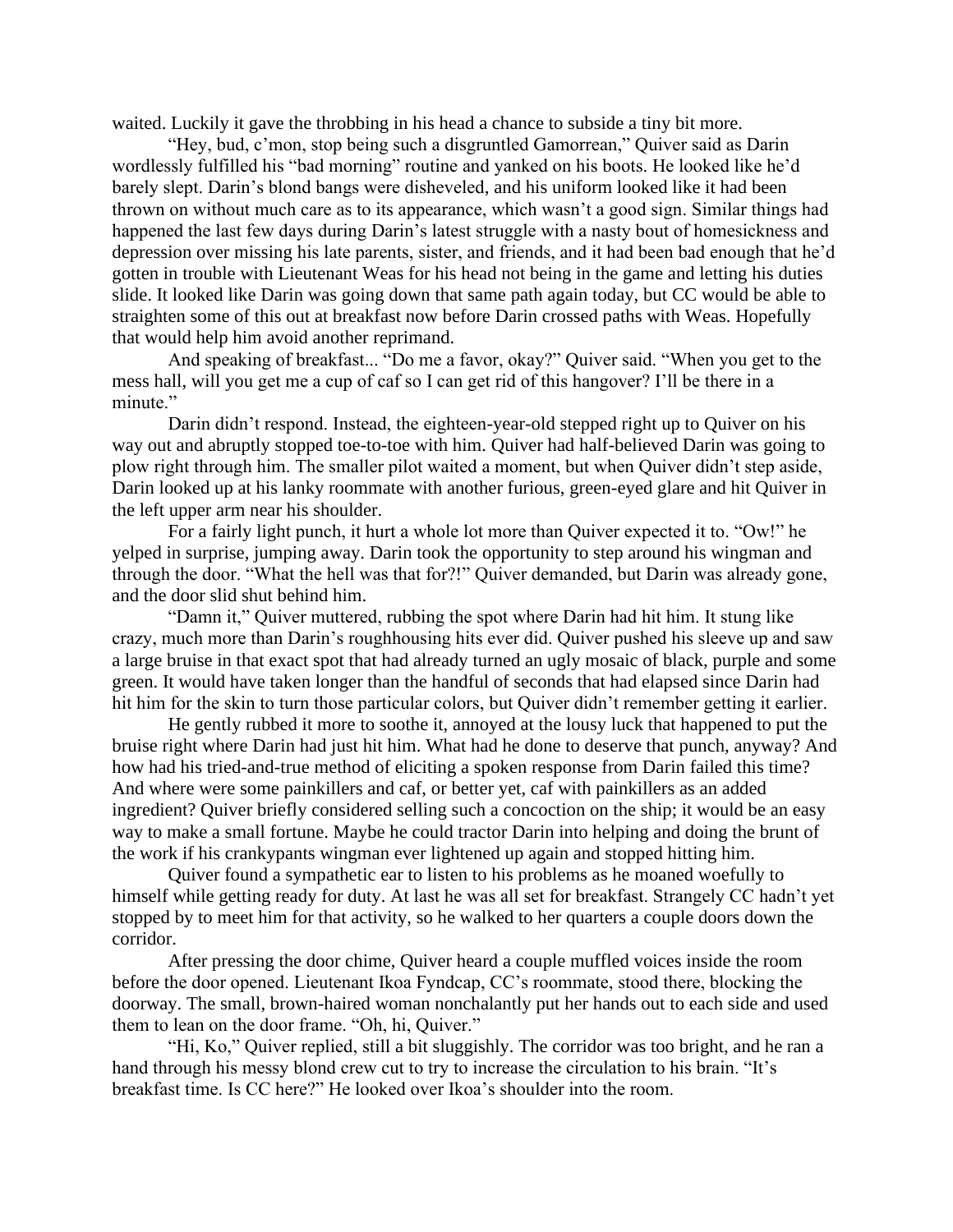waited. Luckily it gave the throbbing in his head a chance to subside a tiny bit more.

"Hey, bud, c'mon, stop being such a disgruntled Gamorrean," Quiver said as Darin wordlessly fulfilled his "bad morning" routine and yanked on his boots. He looked like he'd barely slept. Darin's blond bangs were disheveled, and his uniform looked like it had been thrown on without much care as to its appearance, which wasn't a good sign. Similar things had happened the last few days during Darin's latest struggle with a nasty bout of homesickness and depression over missing his late parents, sister, and friends, and it had been bad enough that he'd gotten in trouble with Lieutenant Weas for his head not being in the game and letting his duties slide. It looked like Darin was going down that same path again today, but CC would be able to straighten some of this out at breakfast now before Darin crossed paths with Weas. Hopefully that would help him avoid another reprimand.

And speaking of breakfast... "Do me a favor, okay?" Quiver said. "When you get to the mess hall, will you get me a cup of caf so I can get rid of this hangover? I'll be there in a minute."

Darin didn't respond. Instead, the eighteen-year-old stepped right up to Quiver on his way out and abruptly stopped toe-to-toe with him. Quiver had half-believed Darin was going to plow right through him. The smaller pilot waited a moment, but when Quiver didn't step aside, Darin looked up at his lanky roommate with another furious, green-eyed glare and hit Quiver in the left upper arm near his shoulder.

For a fairly light punch, it hurt a whole lot more than Quiver expected it to. "Ow!" he yelped in surprise, jumping away. Darin took the opportunity to step around his wingman and through the door. "What the hell was that for?!" Quiver demanded, but Darin was already gone, and the door slid shut behind him.

"Damn it," Quiver muttered, rubbing the spot where Darin had hit him. It stung like crazy, much more than Darin's roughhousing hits ever did. Quiver pushed his sleeve up and saw a large bruise in that exact spot that had already turned an ugly mosaic of black, purple and some green. It would have taken longer than the handful of seconds that had elapsed since Darin had hit him for the skin to turn those particular colors, but Quiver didn't remember getting it earlier.

He gently rubbed it more to soothe it, annoyed at the lousy luck that happened to put the bruise right where Darin had just hit him. What had he done to deserve that punch, anyway? And how had his tried-and-true method of eliciting a spoken response from Darin failed this time? And where were some painkillers and caf, or better yet, caf with painkillers as an added ingredient? Quiver briefly considered selling such a concoction on the ship; it would be an easy way to make a small fortune. Maybe he could tractor Darin into helping and doing the brunt of the work if his crankypants wingman ever lightened up again and stopped hitting him.

Quiver found a sympathetic ear to listen to his problems as he moaned woefully to himself while getting ready for duty. At last he was all set for breakfast. Strangely CC hadn't yet stopped by to meet him for that activity, so he walked to her quarters a couple doors down the corridor.

After pressing the door chime, Quiver heard a couple muffled voices inside the room before the door opened. Lieutenant Ikoa Fyndcap, CC's roommate, stood there, blocking the doorway. The small, brown-haired woman nonchalantly put her hands out to each side and used them to lean on the door frame. "Oh, hi, Quiver."

"Hi, Ko," Quiver replied, still a bit sluggishly. The corridor was too bright, and he ran a hand through his messy blond crew cut to try to increase the circulation to his brain. "It's breakfast time. Is CC here?" He looked over Ikoa's shoulder into the room.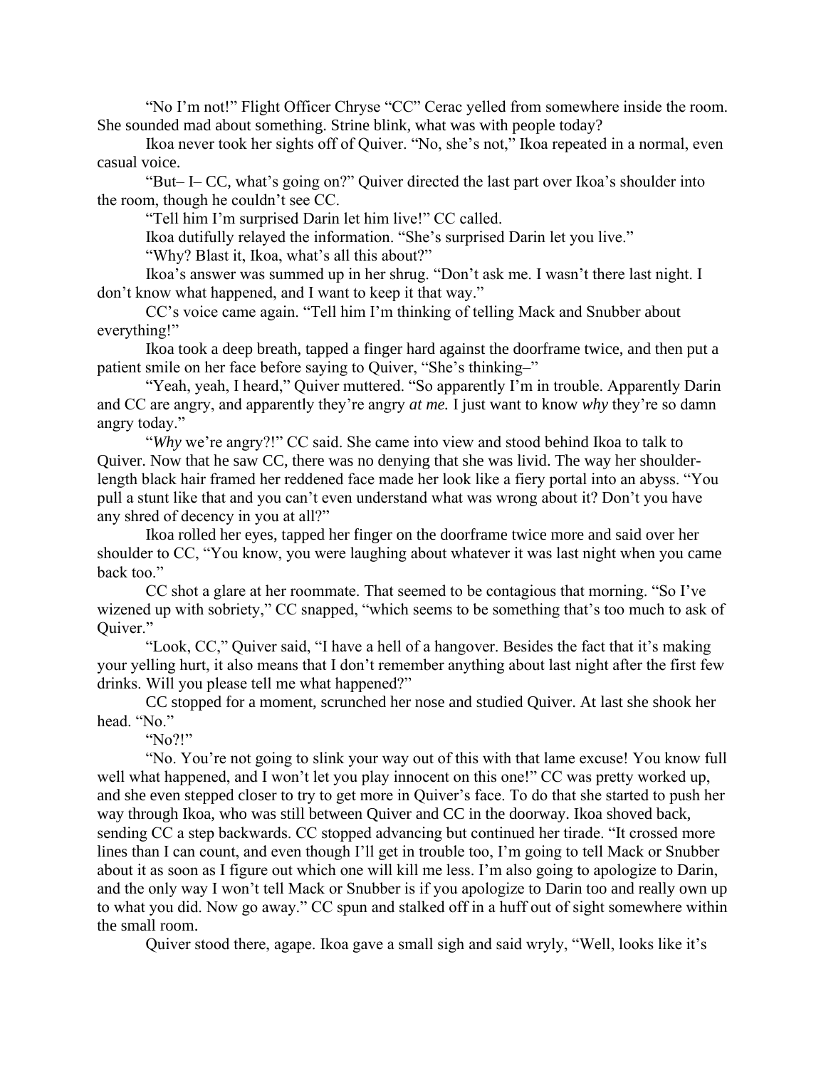"No I'm not!" Flight Officer Chryse "CC" Cerac yelled from somewhere inside the room. She sounded mad about something. Strine blink, what was with people today?

Ikoa never took her sights off of Quiver. "No, she's not," Ikoa repeated in a normal, even casual voice.

"But– I– CC, what's going on?" Quiver directed the last part over Ikoa's shoulder into the room, though he couldn't see CC.

"Tell him I'm surprised Darin let him live!" CC called.

Ikoa dutifully relayed the information. "She's surprised Darin let you live."

"Why? Blast it, Ikoa, what's all this about?"

Ikoa's answer was summed up in her shrug. "Don't ask me. I wasn't there last night. I don't know what happened, and I want to keep it that way."

CC's voice came again. "Tell him I'm thinking of telling Mack and Snubber about everything!"

Ikoa took a deep breath, tapped a finger hard against the doorframe twice, and then put a patient smile on her face before saying to Quiver, "She's thinking–"

"Yeah, yeah, I heard," Quiver muttered. "So apparently I'm in trouble. Apparently Darin and CC are angry, and apparently they're angry *at me.* I just want to know *why* they're so damn angry today."

"*Why* we're angry?!" CC said. She came into view and stood behind Ikoa to talk to Quiver. Now that he saw CC, there was no denying that she was livid. The way her shoulder-length black hair framed her reddened face made her look like a fiery portal into an abyss. "You pull a stunt like that and you can't even understand what was wrong about it? Don't you have any shred of decency in you at all?"

Ikoa rolled her eyes, tapped her finger on the doorframe twice more and said over her shoulder to CC, "You know, you were laughing about whatever it was last night when you came back too."

CC shot a glare at her roommate. That seemed to be contagious that morning. "So I've wizened up with sobriety," CC snapped, "which seems to be something that's too much to ask of Quiver."

"Look, CC," Quiver said, "I have a hell of a hangover. Besides the fact that it's making your yelling hurt, it also means that I don't remember anything about last night after the first few drinks. Will you please tell me what happened?"

CC stopped for a moment, scrunched her nose and studied Quiver. At last she shook her head. "No."

"No?!"

"No. You're not going to slink your way out of this with that lame excuse! You know full well what happened, and I won't let you play innocent on this one!" CC was pretty worked up, and she even stepped closer to try to get more in Quiver's face. To do that she started to push her way through Ikoa, who was still between Quiver and CC in the doorway. Ikoa shoved back, sending CC a step backwards. CC stopped advancing but continued her tirade. "It crossed more lines than I can count, and even though I'll get in trouble too, I'm going to tell Mack or Snubber about it as soon as I figure out which one will kill me less. I'm also going to apologize to Darin, and the only way I won't tell Mack or Snubber is if you apologize to Darin too and really own up to what you did. Now go away." CC spun and stalked off in a huff out of sight somewhere within the small room.

Quiver stood there, agape. Ikoa gave a small sigh and said wryly, "Well, looks like it's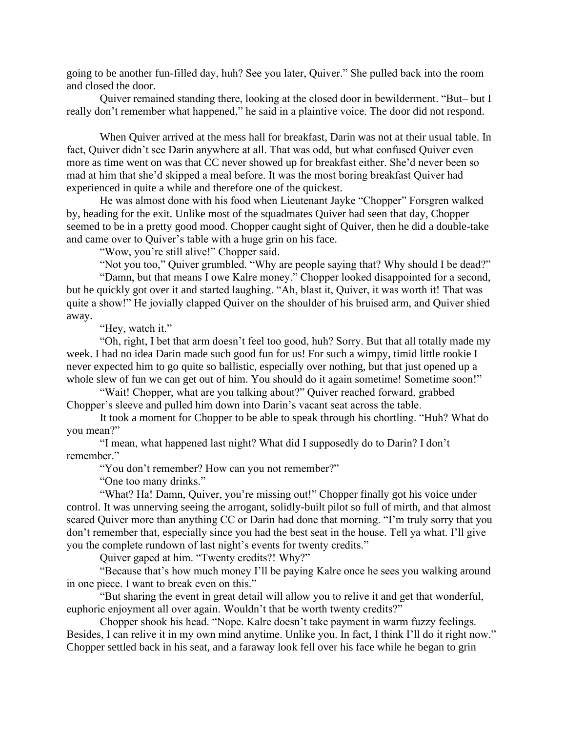going to be another fun-filled day, huh? See you later, Quiver." She pulled back into the room and closed the door.

Quiver remained standing there, looking at the closed door in bewilderment. "But– but I really don't remember what happened," he said in a plaintive voice. The door did not respond.

When Quiver arrived at the mess hall for breakfast, Darin was not at their usual table. In fact, Quiver didn't see Darin anywhere at all. That was odd, but what confused Quiver even more as time went on was that CC never showed up for breakfast either. She'd never been so mad at him that she'd skipped a meal before. It was the most boring breakfast Quiver had experienced in quite a while and therefore one of the quickest.

He was almost done with his food when Lieutenant Jayke "Chopper" Forsgren walked by, heading for the exit. Unlike most of the squadmates Quiver had seen that day, Chopper seemed to be in a pretty good mood. Chopper caught sight of Quiver, then he did a double-take and came over to Quiver's table with a huge grin on his face.

"Wow, you're still alive!" Chopper said.

"Not you too," Quiver grumbled. "Why are people saying that? Why should I be dead?"

"Damn, but that means I owe Kalre money." Chopper looked disappointed for a second, but he quickly got over it and started laughing. "Ah, blast it, Quiver, it was worth it! That was quite a show!" He jovially clapped Quiver on the shoulder of his bruised arm, and Quiver shied away.

"Hey, watch it."

"Oh, right, I bet that arm doesn't feel too good, huh? Sorry. But that all totally made my week. I had no idea Darin made such good fun for us! For such a wimpy, timid little rookie I never expected him to go quite so ballistic, especially over nothing, but that just opened up a whole slew of fun we can get out of him. You should do it again sometime! Sometime soon!"

"Wait! Chopper, what are you talking about?" Quiver reached forward, grabbed Chopper's sleeve and pulled him down into Darin's vacant seat across the table.

It took a moment for Chopper to be able to speak through his chortling. "Huh? What do you mean?"

"I mean, what happened last night? What did I supposedly do to Darin? I don't remember."

"You don't remember? How can you not remember?"

"One too many drinks."

"What? Ha! Damn, Quiver, you're missing out!" Chopper finally got his voice under control. It was unnerving seeing the arrogant, solidly-built pilot so full of mirth, and that almost scared Quiver more than anything CC or Darin had done that morning. "I'm truly sorry that you don't remember that, especially since you had the best seat in the house. Tell ya what. I'll give you the complete rundown of last night's events for twenty credits."

Quiver gaped at him. "Twenty credits?! Why?"

"Because that's how much money I'll be paying Kalre once he sees you walking around in one piece. I want to break even on this."

"But sharing the event in great detail will allow you to relive it and get that wonderful, euphoric enjoyment all over again. Wouldn't that be worth twenty credits?"

Chopper shook his head. "Nope. Kalre doesn't take payment in warm fuzzy feelings. Besides, I can relive it in my own mind anytime. Unlike you. In fact, I think I'll do it right now." Chopper settled back in his seat, and a faraway look fell over his face while he began to grin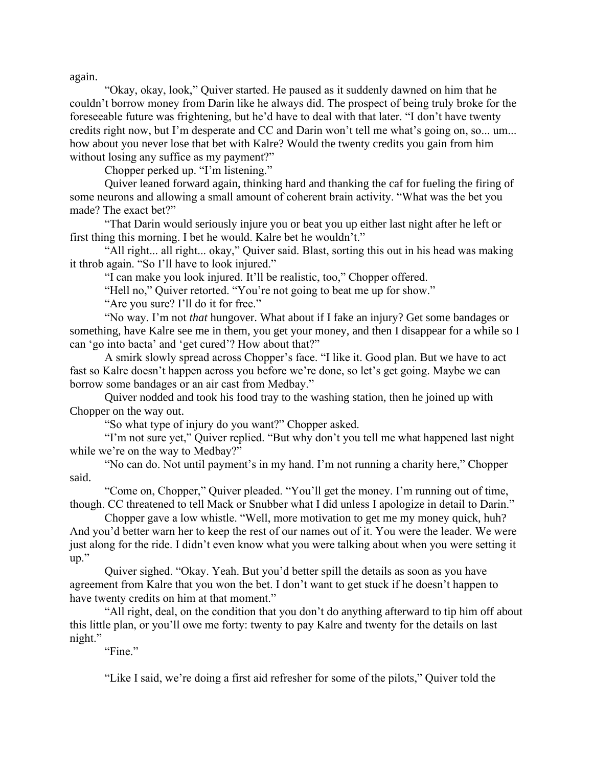again.

"Okay, okay, look," Quiver started. He paused as it suddenly dawned on him that he couldn't borrow money from Darin like he always did. The prospect of being truly broke for the foreseeable future was frightening, but he'd have to deal with that later. "I don't have twenty credits right now, but I'm desperate and CC and Darin won't tell me what's going on, so... um... how about you never lose that bet with Kalre? Would the twenty credits you gain from him without losing any suffice as my payment?"

Chopper perked up. "I'm listening."

Quiver leaned forward again, thinking hard and thanking the caf for fueling the firing of some neurons and allowing a small amount of coherent brain activity. "What was the bet you made? The exact bet?"

"That Darin would seriously injure you or beat you up either last night after he left or first thing this morning. I bet he would. Kalre bet he wouldn't."

"All right... all right... okay," Quiver said. Blast, sorting this out in his head was making it throb again. "So I'll have to look injured."

"I can make you look injured. It'll be realistic, too," Chopper offered.

"Hell no," Quiver retorted. "You're not going to beat me up for show."

"Are you sure? I'll do it for free."

"No way. I'm not *that* hungover. What about if I fake an injury? Get some bandages or something, have Kalre see me in them, you get your money, and then I disappear for a while so I can 'go into bacta' and 'get cured'? How about that?"

A smirk slowly spread across Chopper's face. "I like it. Good plan. But we have to act fast so Kalre doesn't happen across you before we're done, so let's get going. Maybe we can borrow some bandages or an air cast from Medbay."

Quiver nodded and took his food tray to the washing station, then he joined up with Chopper on the way out.

"So what type of injury do you want?" Chopper asked.

"I'm not sure yet," Quiver replied. "But why don't you tell me what happened last night while we're on the way to Medbay?"

"No can do. Not until payment's in my hand. I'm not running a charity here," Chopper said.

"Come on, Chopper," Quiver pleaded. "You'll get the money. I'm running out of time, though. CC threatened to tell Mack or Snubber what I did unless I apologize in detail to Darin."

Chopper gave a low whistle. "Well, more motivation to get me my money quick, huh? And you'd better warn her to keep the rest of our names out of it. You were the leader. We were just along for the ride. I didn't even know what you were talking about when you were setting it up."

Quiver sighed. "Okay. Yeah. But you'd better spill the details as soon as you have agreement from Kalre that you won the bet. I don't want to get stuck if he doesn't happen to have twenty credits on him at that moment."

"All right, deal, on the condition that you don't do anything afterward to tip him off about this little plan, or you'll owe me forty: twenty to pay Kalre and twenty for the details on last night."

"Fine."

"Like I said, we're doing a first aid refresher for some of the pilots," Quiver told the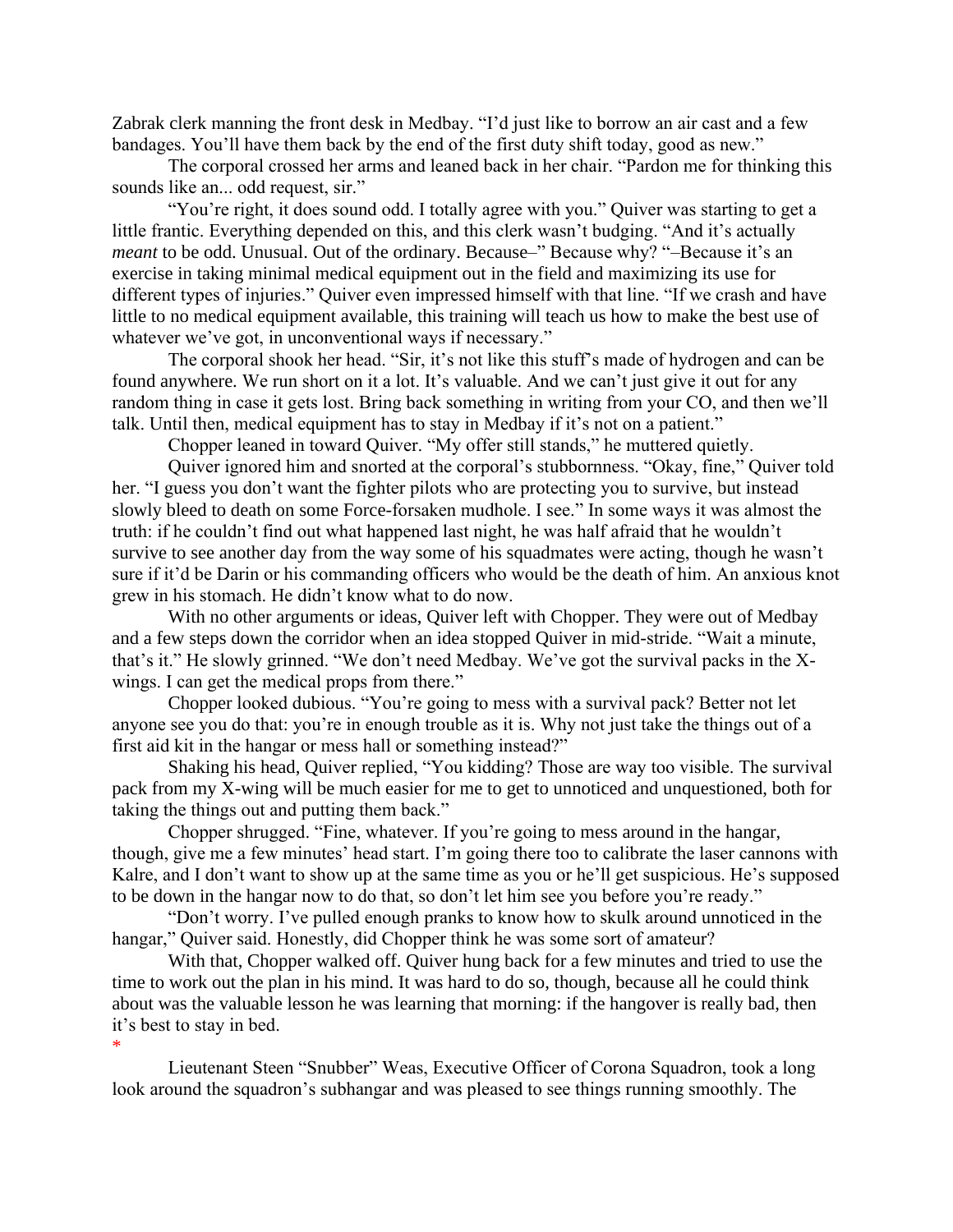Zabrak clerk manning the front desk in Medbay. "I'd just like to borrow an air cast and a few bandages. You'll have them back by the end of the first duty shift today, good as new."

The corporal crossed her arms and leaned back in her chair. "Pardon me for thinking this sounds like an... odd request, sir."

"You're right, it does sound odd. I totally agree with you." Quiver was starting to get a little frantic. Everything depended on this, and this clerk wasn't budging. "And it's actually *meant* to be odd. Unusual. Out of the ordinary. Because–" Because why? "–Because it's an exercise in taking minimal medical equipment out in the field and maximizing its use for different types of injuries." Quiver even impressed himself with that line. "If we crash and have little to no medical equipment available, this training will teach us how to make the best use of whatever we've got, in unconventional ways if necessary."

The corporal shook her head. "Sir, it's not like this stuff's made of hydrogen and can be found anywhere. We run short on it a lot. It's valuable. And we can't just give it out for any random thing in case it gets lost. Bring back something in writing from your CO, and then we'll talk. Until then, medical equipment has to stay in Medbay if it's not on a patient."

Chopper leaned in toward Quiver. "My offer still stands," he muttered quietly.

Quiver ignored him and snorted at the corporal's stubbornness. "Okay, fine," Quiver told her. "I guess you don't want the fighter pilots who are protecting you to survive, but instead slowly bleed to death on some Force-forsaken mudhole. I see." In some ways it was almost the truth: if he couldn't find out what happened last night, he was half afraid that he wouldn't survive to see another day from the way some of his squadmates were acting, though he wasn't sure if it'd be Darin or his commanding officers who would be the death of him. An anxious knot grew in his stomach. He didn't know what to do now.

With no other arguments or ideas, Quiver left with Chopper. They were out of Medbay and a few steps down the corridor when an idea stopped Quiver in mid-stride. "Wait a minute, that's it." He slowly grinned. "We don't need Medbay. We've got the survival packs in the X-wings. I can get the medical props from there."

Chopper looked dubious. "You're going to mess with a survival pack? Better not let anyone see you do that: you're in enough trouble as it is. Why not just take the things out of a first aid kit in the hangar or mess hall or something instead?"

Shaking his head, Quiver replied, "You kidding? Those are way too visible. The survival pack from my X-wing will be much easier for me to get to unnoticed and unquestioned, both for taking the things out and putting them back."

Chopper shrugged. "Fine, whatever. If you're going to mess around in the hangar, though, give me a few minutes' head start. I'm going there too to calibrate the laser cannons with Kalre, and I don't want to show up at the same time as you or he'll get suspicious. He's supposed to be down in the hangar now to do that, so don't let him see you before you're ready."

"Don't worry. I've pulled enough pranks to know how to skulk around unnoticed in the hangar," Quiver said. Honestly, did Chopper think he was some sort of amateur?

With that, Chopper walked off. Quiver hung back for a few minutes and tried to use the time to work out the plan in his mind. It was hard to do so, though, because all he could think about was the valuable lesson he was learning that morning: if the hangover is really bad, then it's best to stay in bed.

*

Lieutenant Steen "Snubber" Weas, Executive Officer of Corona Squadron, took a long look around the squadron's subhangar and was pleased to see things running smoothly. The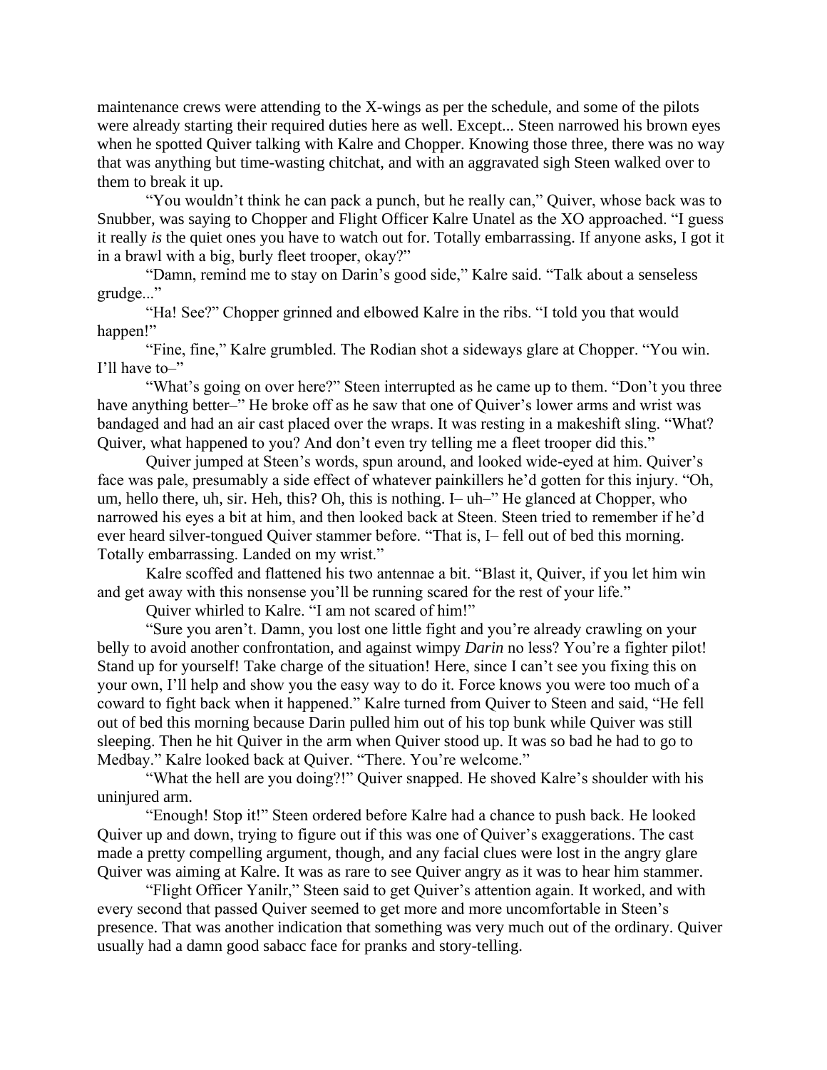maintenance crews were attending to the X-wings as per the schedule, and some of the pilots were already starting their required duties here as well. Except... Steen narrowed his brown eyes when he spotted Quiver talking with Kalre and Chopper. Knowing those three, there was no way that was anything but time-wasting chitchat, and with an aggravated sigh Steen walked over to them to break it up.

"You wouldn't think he can pack a punch, but he really can," Quiver, whose back was to Snubber, was saying to Chopper and Flight Officer Kalre Unatel as the XO approached. "I guess it really *is* the quiet ones you have to watch out for. Totally embarrassing. If anyone asks, I got it in a brawl with a big, burly fleet trooper, okay?"

"Damn, remind me to stay on Darin's good side," Kalre said. "Talk about a senseless grudge..."

"Ha! See?" Chopper grinned and elbowed Kalre in the ribs. "I told you that would happen!"

"Fine, fine," Kalre grumbled. The Rodian shot a sideways glare at Chopper. "You win. I'll have to–"

"What's going on over here?" Steen interrupted as he came up to them. "Don't you three have anything better–" He broke off as he saw that one of Quiver's lower arms and wrist was bandaged and had an air cast placed over the wraps. It was resting in a makeshift sling. "What? Quiver, what happened to you? And don't even try telling me a fleet trooper did this."

Quiver jumped at Steen's words, spun around, and looked wide-eyed at him. Quiver's face was pale, presumably a side effect of whatever painkillers he'd gotten for this injury. "Oh, um, hello there, uh, sir. Heh, this? Oh, this is nothing. I– uh–" He glanced at Chopper, who narrowed his eyes a bit at him, and then looked back at Steen. Steen tried to remember if he'd ever heard silver-tongued Quiver stammer before. "That is, I– fell out of bed this morning. Totally embarrassing. Landed on my wrist."

Kalre scoffed and flattened his two antennae a bit. "Blast it, Quiver, if you let him win and get away with this nonsense you'll be running scared for the rest of your life."

Quiver whirled to Kalre. "I am not scared of him!"

"Sure you aren't. Damn, you lost one little fight and you're already crawling on your belly to avoid another confrontation, and against wimpy *Darin* no less? You're a fighter pilot! Stand up for yourself! Take charge of the situation! Here, since I can't see you fixing this on your own, I'll help and show you the easy way to do it. Force knows you were too much of a coward to fight back when it happened." Kalre turned from Quiver to Steen and said, "He fell out of bed this morning because Darin pulled him out of his top bunk while Quiver was still sleeping. Then he hit Quiver in the arm when Quiver stood up. It was so bad he had to go to Medbay." Kalre looked back at Quiver. "There. You're welcome."

"What the hell are you doing?!" Quiver snapped. He shoved Kalre's shoulder with his uninjured arm.

"Enough! Stop it!" Steen ordered before Kalre had a chance to push back. He looked Quiver up and down, trying to figure out if this was one of Quiver's exaggerations. The cast made a pretty compelling argument, though, and any facial clues were lost in the angry glare Quiver was aiming at Kalre. It was as rare to see Quiver angry as it was to hear him stammer.

"Flight Officer Yanilr," Steen said to get Quiver's attention again. It worked, and with every second that passed Quiver seemed to get more and more uncomfortable in Steen's presence. That was another indication that something was very much out of the ordinary. Quiver usually had a damn good sabacc face for pranks and story-telling.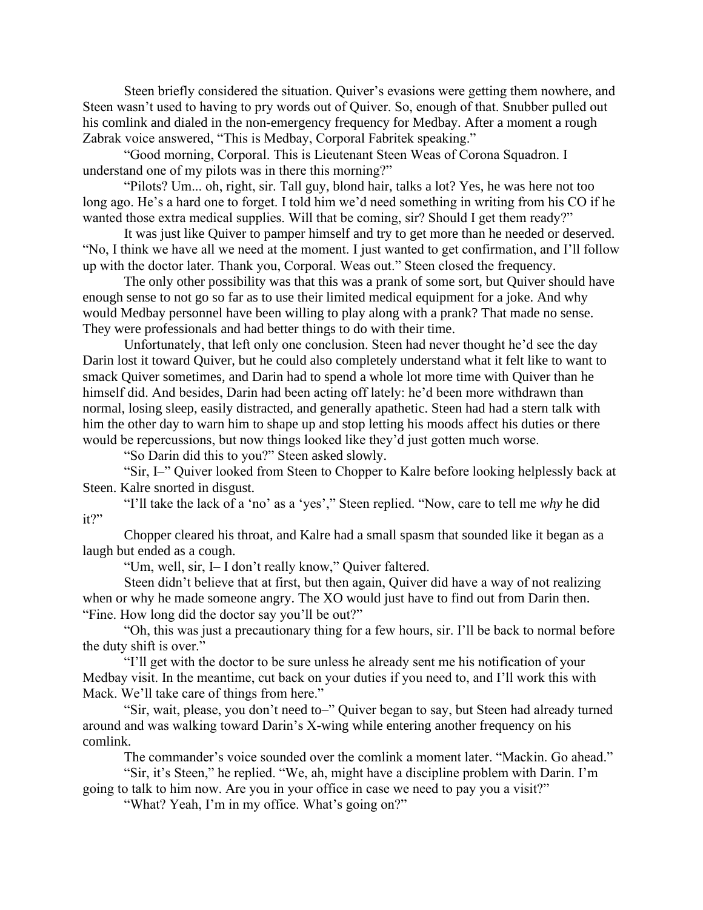Steen briefly considered the situation. Quiver's evasions were getting them nowhere, and Steen wasn't used to having to pry words out of Quiver. So, enough of that. Snubber pulled out his comlink and dialed in the non-emergency frequency for Medbay. After a moment a rough Zabrak voice answered, "This is Medbay, Corporal Fabritek speaking."

"Good morning, Corporal. This is Lieutenant Steen Weas of Corona Squadron. I understand one of my pilots was in there this morning?"

"Pilots? Um... oh, right, sir. Tall guy, blond hair, talks a lot? Yes, he was here not too long ago. He's a hard one to forget. I told him we'd need something in writing from his CO if he wanted those extra medical supplies. Will that be coming, sir? Should I get them ready?"

It was just like Quiver to pamper himself and try to get more than he needed or deserved. "No, I think we have all we need at the moment. I just wanted to get confirmation, and I'll follow up with the doctor later. Thank you, Corporal. Weas out." Steen closed the frequency.

The only other possibility was that this was a prank of some sort, but Quiver should have enough sense to not go so far as to use their limited medical equipment for a joke. And why would Medbay personnel have been willing to play along with a prank? That made no sense. They were professionals and had better things to do with their time.

Unfortunately, that left only one conclusion. Steen had never thought he'd see the day Darin lost it toward Quiver, but he could also completely understand what it felt like to want to smack Quiver sometimes, and Darin had to spend a whole lot more time with Quiver than he himself did. And besides, Darin had been acting off lately: he'd been more withdrawn than normal, losing sleep, easily distracted, and generally apathetic. Steen had had a stern talk with him the other day to warn him to shape up and stop letting his moods affect his duties or there would be repercussions, but now things looked like they'd just gotten much worse.

"So Darin did this to you?" Steen asked slowly.

"Sir, I–" Quiver looked from Steen to Chopper to Kalre before looking helplessly back at Steen. Kalre snorted in disgust.

"I'll take the lack of a 'no' as a 'yes'," Steen replied. "Now, care to tell me *why* he did it?"

Chopper cleared his throat, and Kalre had a small spasm that sounded like it began as a laugh but ended as a cough.

"Um, well, sir, I– I don't really know," Quiver faltered.

Steen didn't believe that at first, but then again, Quiver did have a way of not realizing when or why he made someone angry. The XO would just have to find out from Darin then. "Fine. How long did the doctor say you'll be out?"

"Oh, this was just a precautionary thing for a few hours, sir. I'll be back to normal before the duty shift is over."

"I'll get with the doctor to be sure unless he already sent me his notification of your Medbay visit. In the meantime, cut back on your duties if you need to, and I'll work this with Mack. We'll take care of things from here."

"Sir, wait, please, you don't need to–" Quiver began to say, but Steen had already turned around and was walking toward Darin's X-wing while entering another frequency on his comlink.

The commander's voice sounded over the comlink a moment later. "Mackin. Go ahead."

"Sir, it's Steen," he replied. "We, ah, might have a discipline problem with Darin. I'm going to talk to him now. Are you in your office in case we need to pay you a visit?"

"What? Yeah, I'm in my office. What's going on?"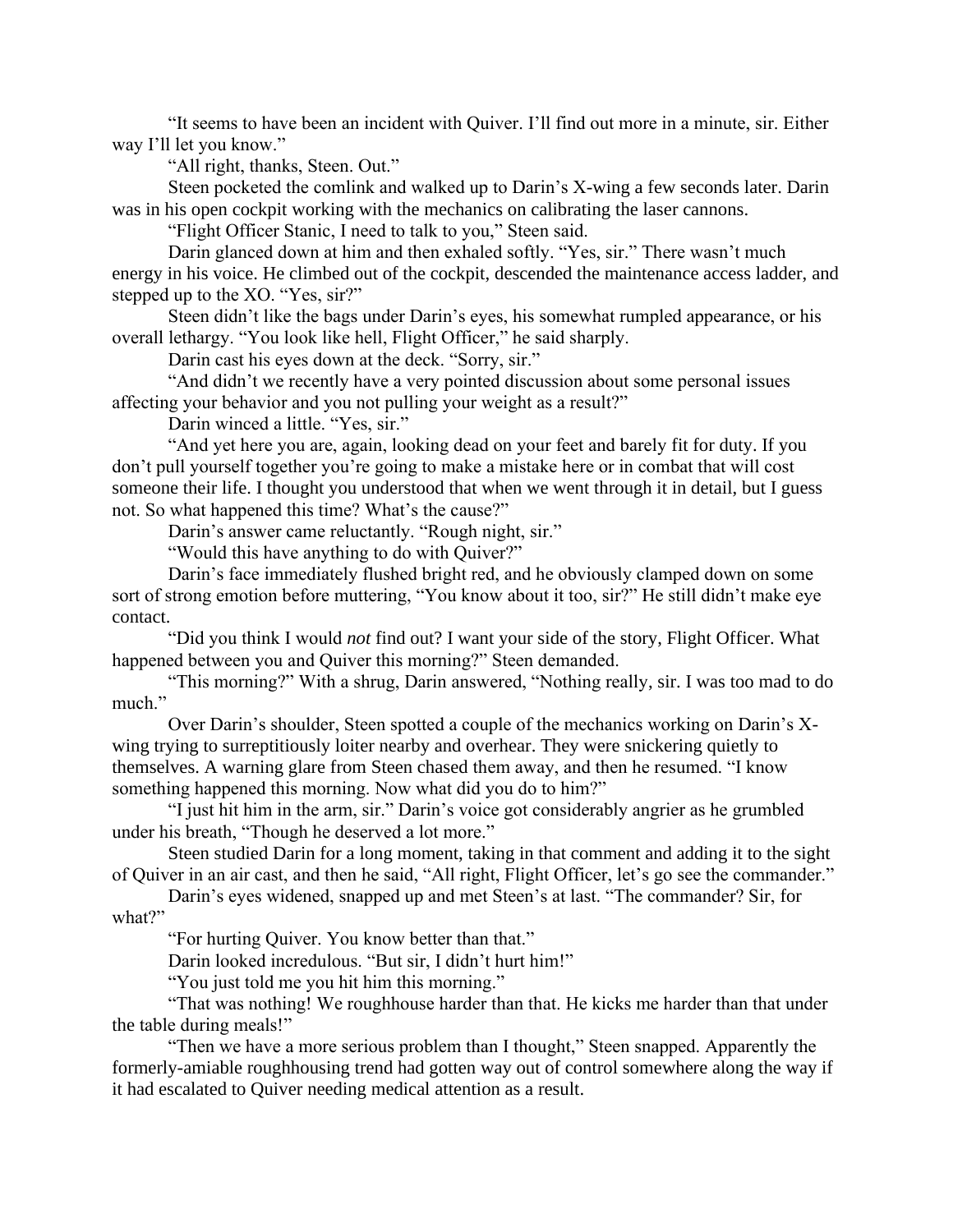"It seems to have been an incident with Quiver. I'll find out more in a minute, sir. Either way I'll let you know."

"All right, thanks, Steen. Out."

Steen pocketed the comlink and walked up to Darin's X-wing a few seconds later. Darin was in his open cockpit working with the mechanics on calibrating the laser cannons.

"Flight Officer Stanic, I need to talk to you," Steen said.

Darin glanced down at him and then exhaled softly. "Yes, sir." There wasn't much energy in his voice. He climbed out of the cockpit, descended the maintenance access ladder, and stepped up to the XO. "Yes, sir?"

Steen didn't like the bags under Darin's eyes, his somewhat rumpled appearance, or his overall lethargy. "You look like hell, Flight Officer," he said sharply.

Darin cast his eyes down at the deck. "Sorry, sir."

"And didn't we recently have a very pointed discussion about some personal issues affecting your behavior and you not pulling your weight as a result?"

Darin winced a little. "Yes, sir."

"And yet here you are, again, looking dead on your feet and barely fit for duty. If you don't pull yourself together you're going to make a mistake here or in combat that will cost someone their life. I thought you understood that when we went through it in detail, but I guess not. So what happened this time? What's the cause?"

Darin's answer came reluctantly. "Rough night, sir."

"Would this have anything to do with Quiver?"

Darin's face immediately flushed bright red, and he obviously clamped down on some sort of strong emotion before muttering, "You know about it too, sir?" He still didn't make eye contact.

"Did you think I would *not* find out? I want your side of the story, Flight Officer. What happened between you and Quiver this morning?" Steen demanded.

"This morning?" With a shrug, Darin answered, "Nothing really, sir. I was too mad to do much."

Over Darin's shoulder, Steen spotted a couple of the mechanics working on Darin's X-wing trying to surreptitiously loiter nearby and overhear. They were snickering quietly to themselves. A warning glare from Steen chased them away, and then he resumed. "I know something happened this morning. Now what did you do to him?"

"I just hit him in the arm, sir." Darin's voice got considerably angrier as he grumbled under his breath, "Though he deserved a lot more."

Steen studied Darin for a long moment, taking in that comment and adding it to the sight of Quiver in an air cast, and then he said, "All right, Flight Officer, let's go see the commander."

Darin's eyes widened, snapped up and met Steen's at last. "The commander? Sir, for what?"

"For hurting Quiver. You know better than that."

Darin looked incredulous. "But sir, I didn't hurt him!"

"You just told me you hit him this morning."

"That was nothing! We roughhouse harder than that. He kicks me harder than that under the table during meals!"

"Then we have a more serious problem than I thought," Steen snapped. Apparently the formerly-amiable roughhousing trend had gotten way out of control somewhere along the way if it had escalated to Quiver needing medical attention as a result.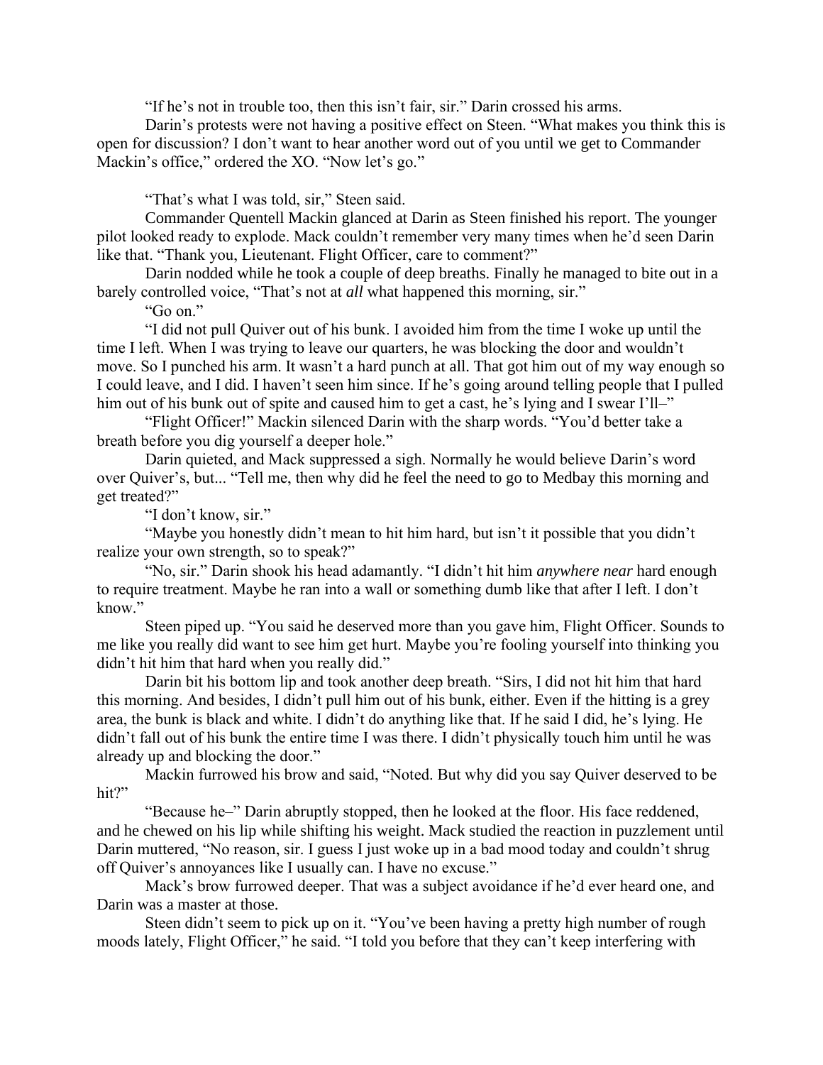"If he's not in trouble too, then this isn't fair, sir." Darin crossed his arms.

Darin's protests were not having a positive effect on Steen. "What makes you think this is open for discussion? I don't want to hear another word out of you until we get to Commander Mackin's office," ordered the XO. "Now let's go."

"That's what I was told, sir," Steen said.

Commander Quentell Mackin glanced at Darin as Steen finished his report. The younger pilot looked ready to explode. Mack couldn't remember very many times when he'd seen Darin like that. "Thank you, Lieutenant. Flight Officer, care to comment?"

Darin nodded while he took a couple of deep breaths. Finally he managed to bite out in a barely controlled voice, "That's not at *all* what happened this morning, sir."

"Go on."

"I did not pull Quiver out of his bunk. I avoided him from the time I woke up until the time I left. When I was trying to leave our quarters, he was blocking the door and wouldn't move. So I punched his arm. It wasn't a hard punch at all. That got him out of my way enough so I could leave, and I did. I haven't seen him since. If he's going around telling people that I pulled him out of his bunk out of spite and caused him to get a cast, he's lying and I swear I'll–"

"Flight Officer!" Mackin silenced Darin with the sharp words. "You'd better take a breath before you dig yourself a deeper hole."

Darin quieted, and Mack suppressed a sigh. Normally he would believe Darin's word over Quiver's, but... "Tell me, then why did he feel the need to go to Medbay this morning and get treated?"

"I don't know, sir."

"Maybe you honestly didn't mean to hit him hard, but isn't it possible that you didn't realize your own strength, so to speak?"

"No, sir." Darin shook his head adamantly. "I didn't hit him *anywhere near* hard enough to require treatment. Maybe he ran into a wall or something dumb like that after I left. I don't know."

Steen piped up. "You said he deserved more than you gave him, Flight Officer. Sounds to me like you really did want to see him get hurt. Maybe you're fooling yourself into thinking you didn't hit him that hard when you really did."

Darin bit his bottom lip and took another deep breath. "Sirs, I did not hit him that hard this morning. And besides, I didn't pull him out of his bunk, either. Even if the hitting is a grey area, the bunk is black and white. I didn't do anything like that. If he said I did, he's lying. He didn't fall out of his bunk the entire time I was there. I didn't physically touch him until he was already up and blocking the door."

Mackin furrowed his brow and said, "Noted. But why did you say Quiver deserved to be hit?"

"Because he–" Darin abruptly stopped, then he looked at the floor. His face reddened, and he chewed on his lip while shifting his weight. Mack studied the reaction in puzzlement until Darin muttered, "No reason, sir. I guess I just woke up in a bad mood today and couldn't shrug off Quiver's annoyances like I usually can. I have no excuse."

Mack's brow furrowed deeper. That was a subject avoidance if he'd ever heard one, and Darin was a master at those.

Steen didn't seem to pick up on it. "You've been having a pretty high number of rough moods lately, Flight Officer," he said. "I told you before that they can't keep interfering with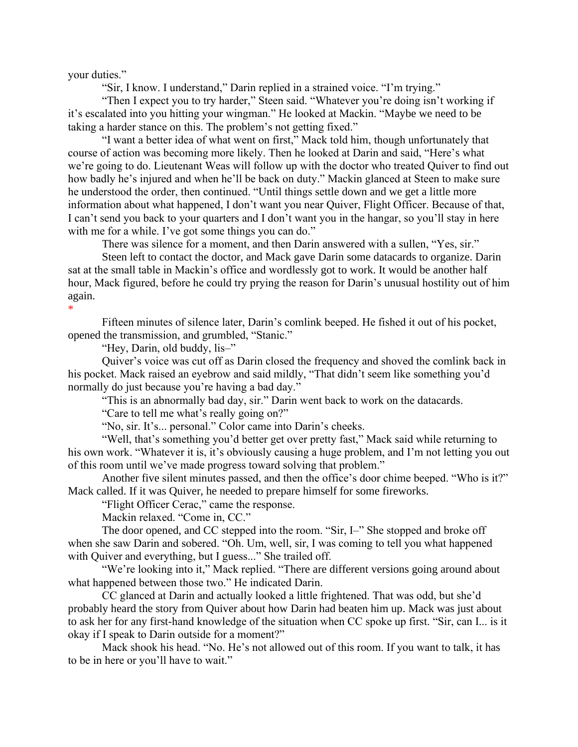your duties."

"Sir, I know. I understand," Darin replied in a strained voice. "I'm trying."

"Then I expect you to try harder," Steen said. "Whatever you're doing isn't working if it's escalated into you hitting your wingman." He looked at Mackin. "Maybe we need to be taking a harder stance on this. The problem's not getting fixed."

"I want a better idea of what went on first," Mack told him, though unfortunately that course of action was becoming more likely. Then he looked at Darin and said, "Here's what we're going to do. Lieutenant Weas will follow up with the doctor who treated Quiver to find out how badly he's injured and when he'll be back on duty." Mackin glanced at Steen to make sure he understood the order, then continued. "Until things settle down and we get a little more information about what happened, I don't want you near Quiver, Flight Officer. Because of that, I can't send you back to your quarters and I don't want you in the hangar, so you'll stay in here with me for a while. I've got some things you can do."

There was silence for a moment, and then Darin answered with a sullen, "Yes, sir."

Steen left to contact the doctor, and Mack gave Darin some datacards to organize. Darin sat at the small table in Mackin's office and wordlessly got to work. It would be another half hour, Mack figured, before he could try prying the reason for Darin's unusual hostility out of him again.

*

Fifteen minutes of silence later, Darin's comlink beeped. He fished it out of his pocket, opened the transmission, and grumbled, "Stanic."

"Hey, Darin, old buddy, lis–"

Quiver's voice was cut off as Darin closed the frequency and shoved the comlink back in his pocket. Mack raised an eyebrow and said mildly, "That didn't seem like something you'd normally do just because you're having a bad day."

"This is an abnormally bad day, sir." Darin went back to work on the datacards.

"Care to tell me what's really going on?"

"No, sir. It's... personal." Color came into Darin's cheeks.

"Well, that's something you'd better get over pretty fast," Mack said while returning to his own work. "Whatever it is, it's obviously causing a huge problem, and I'm not letting you out of this room until we've made progress toward solving that problem."

Another five silent minutes passed, and then the office's door chime beeped. "Who is it?" Mack called. If it was Quiver, he needed to prepare himself for some fireworks.

"Flight Officer Cerac," came the response.

Mackin relaxed. "Come in, CC."

The door opened, and CC stepped into the room. "Sir, I–" She stopped and broke off when she saw Darin and sobered. "Oh. Um, well, sir, I was coming to tell you what happened with Quiver and everything, but I guess..." She trailed off.

"We're looking into it," Mack replied. "There are different versions going around about what happened between those two." He indicated Darin.

CC glanced at Darin and actually looked a little frightened. That was odd, but she'd probably heard the story from Quiver about how Darin had beaten him up. Mack was just about to ask her for any first-hand knowledge of the situation when CC spoke up first. "Sir, can I... is it okay if I speak to Darin outside for a moment?"

Mack shook his head. "No. He's not allowed out of this room. If you want to talk, it has to be in here or you'll have to wait."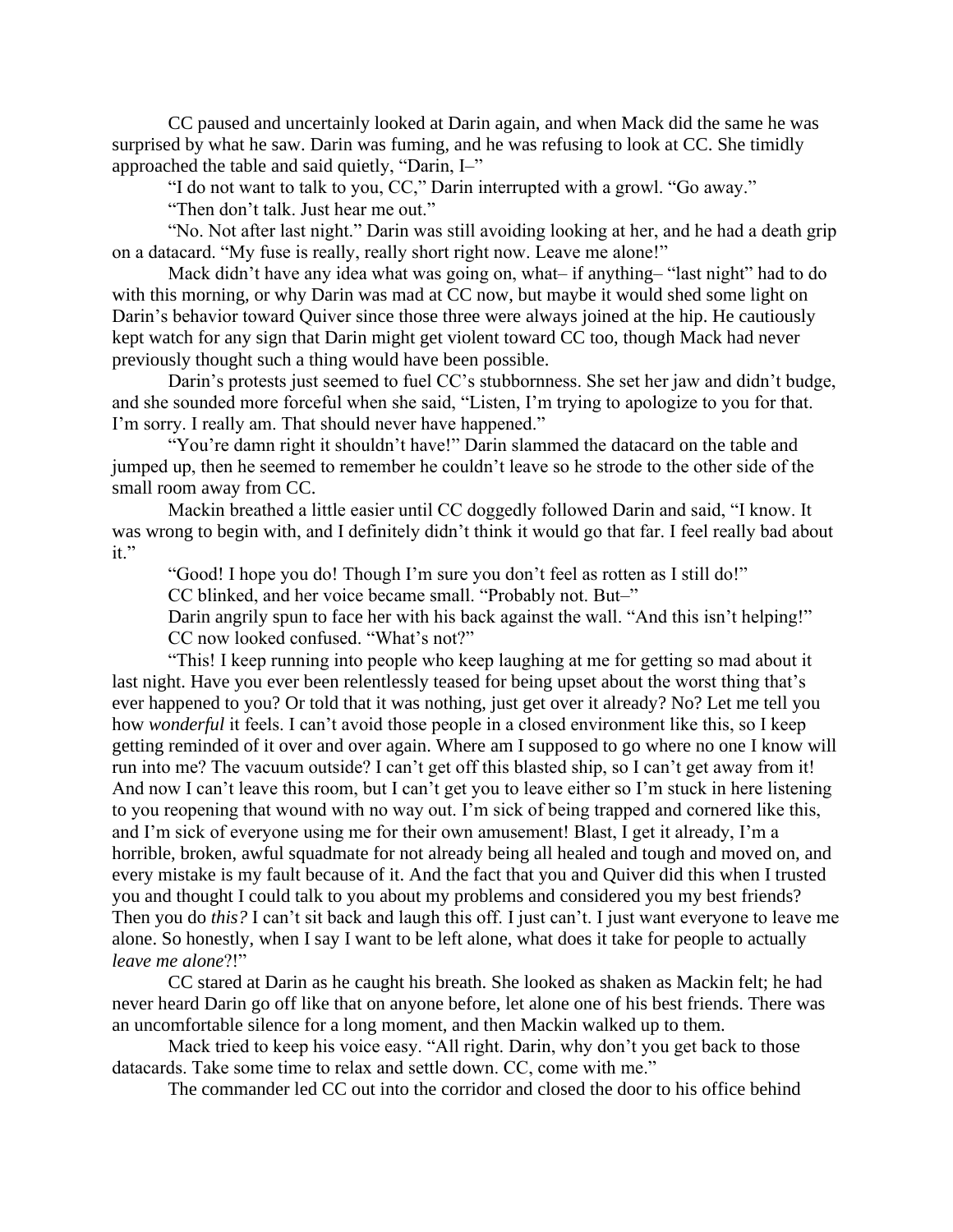CC paused and uncertainly looked at Darin again, and when Mack did the same he was surprised by what he saw. Darin was fuming, and he was refusing to look at CC. She timidly approached the table and said quietly, "Darin, I–"

"I do not want to talk to you, CC," Darin interrupted with a growl. "Go away."

"Then don't talk. Just hear me out."

"No. Not after last night." Darin was still avoiding looking at her, and he had a death grip on a datacard. "My fuse is really, really short right now. Leave me alone!"

Mack didn't have any idea what was going on, what– if anything– "last night" had to do with this morning, or why Darin was mad at CC now, but maybe it would shed some light on Darin's behavior toward Quiver since those three were always joined at the hip. He cautiously kept watch for any sign that Darin might get violent toward CC too, though Mack had never previously thought such a thing would have been possible.

Darin's protests just seemed to fuel CC's stubbornness. She set her jaw and didn't budge, and she sounded more forceful when she said, "Listen, I'm trying to apologize to you for that. I'm sorry. I really am. That should never have happened."

"You're damn right it shouldn't have!" Darin slammed the datacard on the table and jumped up, then he seemed to remember he couldn't leave so he strode to the other side of the small room away from CC.

Mackin breathed a little easier until CC doggedly followed Darin and said, "I know. It was wrong to begin with, and I definitely didn't think it would go that far. I feel really bad about it."

"Good! I hope you do! Though I'm sure you don't feel as rotten as I still do!"

CC blinked, and her voice became small. "Probably not. But–"

Darin angrily spun to face her with his back against the wall. "And this isn't helping!"

CC now looked confused. "What's not?"

"This! I keep running into people who keep laughing at me for getting so mad about it last night. Have you ever been relentlessly teased for being upset about the worst thing that's ever happened to you? Or told that it was nothing, just get over it already? No? Let me tell you how *wonderful* it feels. I can't avoid those people in a closed environment like this, so I keep getting reminded of it over and over again. Where am I supposed to go where no one I know will run into me? The vacuum outside? I can't get off this blasted ship, so I can't get away from it! And now I can't leave this room, but I can't get you to leave either so I'm stuck in here listening to you reopening that wound with no way out. I'm sick of being trapped and cornered like this, and I'm sick of everyone using me for their own amusement! Blast, I get it already, I'm a horrible, broken, awful squadmate for not already being all healed and tough and moved on, and every mistake is my fault because of it. And the fact that you and Quiver did this when I trusted you and thought I could talk to you about my problems and considered you my best friends? Then you do *this?* I can't sit back and laugh this off. I just can't. I just want everyone to leave me alone. So honestly, when I say I want to be left alone, what does it take for people to actually *leave me alone*?!"

CC stared at Darin as he caught his breath. She looked as shaken as Mackin felt; he had never heard Darin go off like that on anyone before, let alone one of his best friends. There was an uncomfortable silence for a long moment, and then Mackin walked up to them.

Mack tried to keep his voice easy. "All right. Darin, why don't you get back to those datacards. Take some time to relax and settle down. CC, come with me."

The commander led CC out into the corridor and closed the door to his office behind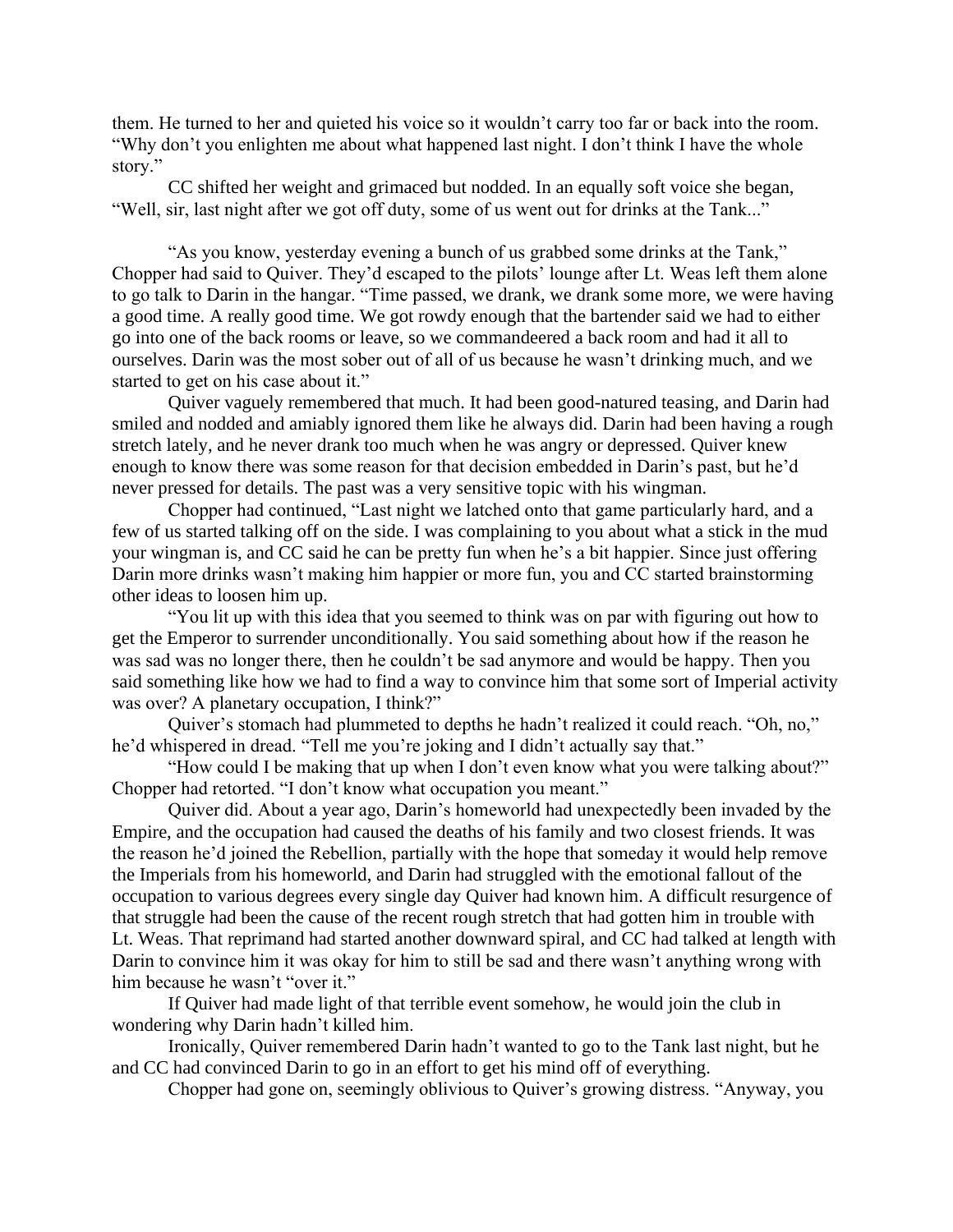them. He turned to her and quieted his voice so it wouldn't carry too far or back into the room. "Why don't you enlighten me about what happened last night. I don't think I have the whole story."

CC shifted her weight and grimaced but nodded. In an equally soft voice she began, "Well, sir, last night after we got off duty, some of us went out for drinks at the Tank..."

"As you know, yesterday evening a bunch of us grabbed some drinks at the Tank," Chopper had said to Quiver. They'd escaped to the pilots' lounge after Lt. Weas left them alone to go talk to Darin in the hangar. "Time passed, we drank, we drank some more, we were having a good time. A really good time. We got rowdy enough that the bartender said we had to either go into one of the back rooms or leave, so we commandeered a back room and had it all to ourselves. Darin was the most sober out of all of us because he wasn't drinking much, and we started to get on his case about it."

Quiver vaguely remembered that much. It had been good-natured teasing, and Darin had smiled and nodded and amiably ignored them like he always did. Darin had been having a rough stretch lately, and he never drank too much when he was angry or depressed. Quiver knew enough to know there was some reason for that decision embedded in Darin's past, but he'd never pressed for details. The past was a very sensitive topic with his wingman.

Chopper had continued, "Last night we latched onto that game particularly hard, and a few of us started talking off on the side. I was complaining to you about what a stick in the mud your wingman is, and CC said he can be pretty fun when he's a bit happier. Since just offering Darin more drinks wasn't making him happier or more fun, you and CC started brainstorming other ideas to loosen him up.

"You lit up with this idea that you seemed to think was on par with figuring out how to get the Emperor to surrender unconditionally. You said something about how if the reason he was sad was no longer there, then he couldn't be sad anymore and would be happy. Then you said something like how we had to find a way to convince him that some sort of Imperial activity was over? A planetary occupation, I think?"

Quiver's stomach had plummeted to depths he hadn't realized it could reach. "Oh, no," he'd whispered in dread. "Tell me you're joking and I didn't actually say that."

"How could I be making that up when I don't even know what you were talking about?" Chopper had retorted. "I don't know what occupation you meant."

Quiver did. About a year ago, Darin's homeworld had unexpectedly been invaded by the Empire, and the occupation had caused the deaths of his family and two closest friends. It was the reason he'd joined the Rebellion, partially with the hope that someday it would help remove the Imperials from his homeworld, and Darin had struggled with the emotional fallout of the occupation to various degrees every single day Quiver had known him. A difficult resurgence of that struggle had been the cause of the recent rough stretch that had gotten him in trouble with Lt. Weas. That reprimand had started another downward spiral, and CC had talked at length with Darin to convince him it was okay for him to still be sad and there wasn't anything wrong with him because he wasn't "over it."

If Quiver had made light of that terrible event somehow, he would join the club in wondering why Darin hadn't killed him.

Ironically, Quiver remembered Darin hadn't wanted to go to the Tank last night, but he and CC had convinced Darin to go in an effort to get his mind off of everything.

Chopper had gone on, seemingly oblivious to Quiver's growing distress. "Anyway, you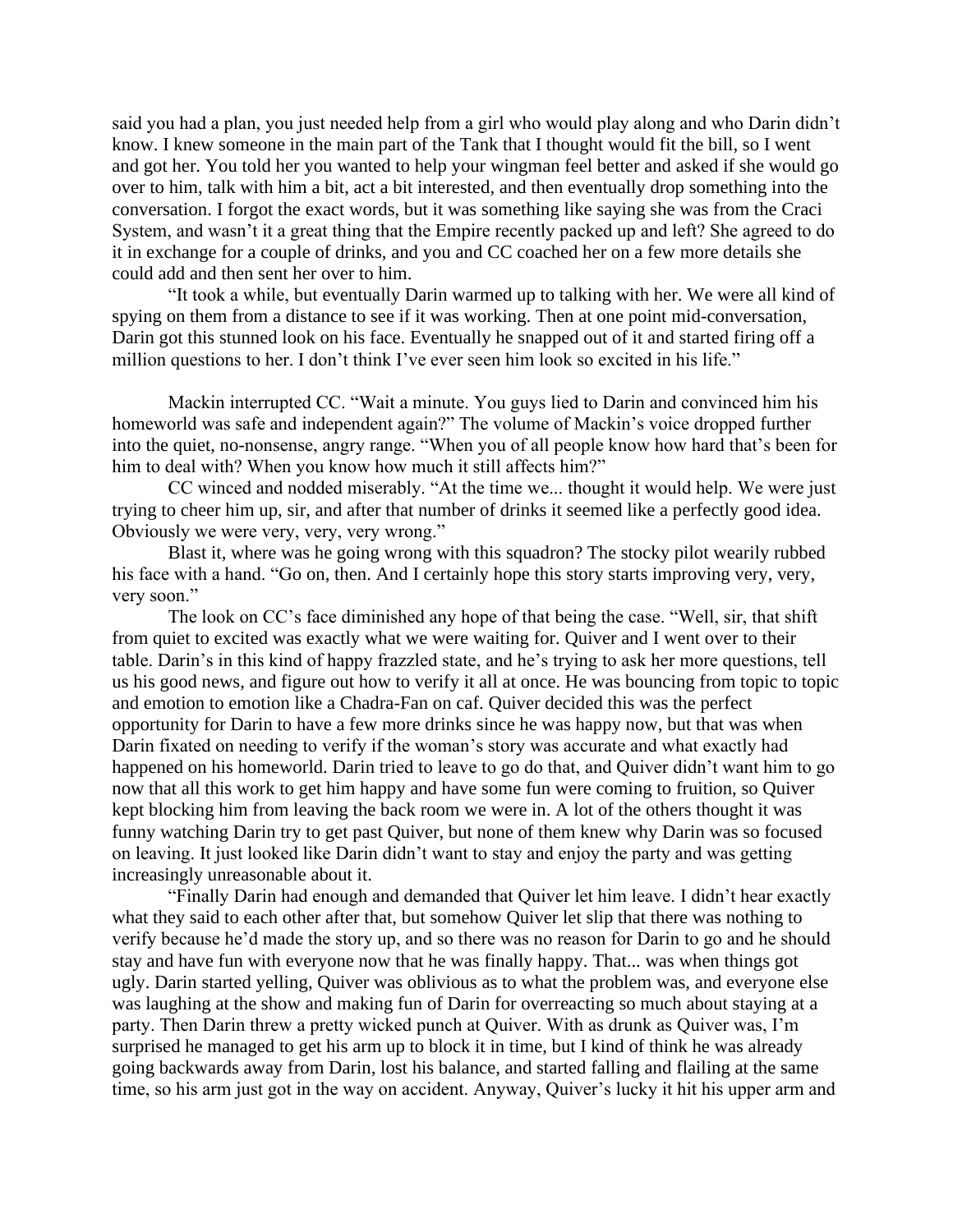said you had a plan, you just needed help from a girl who would play along and who Darin didn't know. I knew someone in the main part of the Tank that I thought would fit the bill, so I went and got her. You told her you wanted to help your wingman feel better and asked if she would go over to him, talk with him a bit, act a bit interested, and then eventually drop something into the conversation. I forgot the exact words, but it was something like saying she was from the Craci System, and wasn't it a great thing that the Empire recently packed up and left? She agreed to do it in exchange for a couple of drinks, and you and CC coached her on a few more details she could add and then sent her over to him.

"It took a while, but eventually Darin warmed up to talking with her. We were all kind of spying on them from a distance to see if it was working. Then at one point mid-conversation, Darin got this stunned look on his face. Eventually he snapped out of it and started firing off a million questions to her. I don't think I've ever seen him look so excited in his life."

Mackin interrupted CC. "Wait a minute. You guys lied to Darin and convinced him his homeworld was safe and independent again?" The volume of Mackin's voice dropped further into the quiet, no-nonsense, angry range. "When you of all people know how hard that's been for him to deal with? When you know how much it still affects him?"

CC winced and nodded miserably. "At the time we... thought it would help. We were just trying to cheer him up, sir, and after that number of drinks it seemed like a perfectly good idea. Obviously we were very, very, very wrong."

Blast it, where was he going wrong with this squadron? The stocky pilot wearily rubbed his face with a hand. "Go on, then. And I certainly hope this story starts improving very, very, very soon."

The look on CC's face diminished any hope of that being the case. "Well, sir, that shift from quiet to excited was exactly what we were waiting for. Quiver and I went over to their table. Darin's in this kind of happy frazzled state, and he's trying to ask her more questions, tell us his good news, and figure out how to verify it all at once. He was bouncing from topic to topic and emotion to emotion like a Chadra-Fan on caf. Quiver decided this was the perfect opportunity for Darin to have a few more drinks since he was happy now, but that was when Darin fixated on needing to verify if the woman's story was accurate and what exactly had happened on his homeworld. Darin tried to leave to go do that, and Quiver didn't want him to go now that all this work to get him happy and have some fun were coming to fruition, so Quiver kept blocking him from leaving the back room we were in. A lot of the others thought it was funny watching Darin try to get past Quiver, but none of them knew why Darin was so focused on leaving. It just looked like Darin didn't want to stay and enjoy the party and was getting increasingly unreasonable about it.

"Finally Darin had enough and demanded that Quiver let him leave. I didn't hear exactly what they said to each other after that, but somehow Quiver let slip that there was nothing to verify because he'd made the story up, and so there was no reason for Darin to go and he should stay and have fun with everyone now that he was finally happy. That... was when things got ugly. Darin started yelling, Quiver was oblivious as to what the problem was, and everyone else was laughing at the show and making fun of Darin for overreacting so much about staying at a party. Then Darin threw a pretty wicked punch at Quiver. With as drunk as Quiver was, I'm surprised he managed to get his arm up to block it in time, but I kind of think he was already going backwards away from Darin, lost his balance, and started falling and flailing at the same time, so his arm just got in the way on accident. Anyway, Quiver's lucky it hit his upper arm and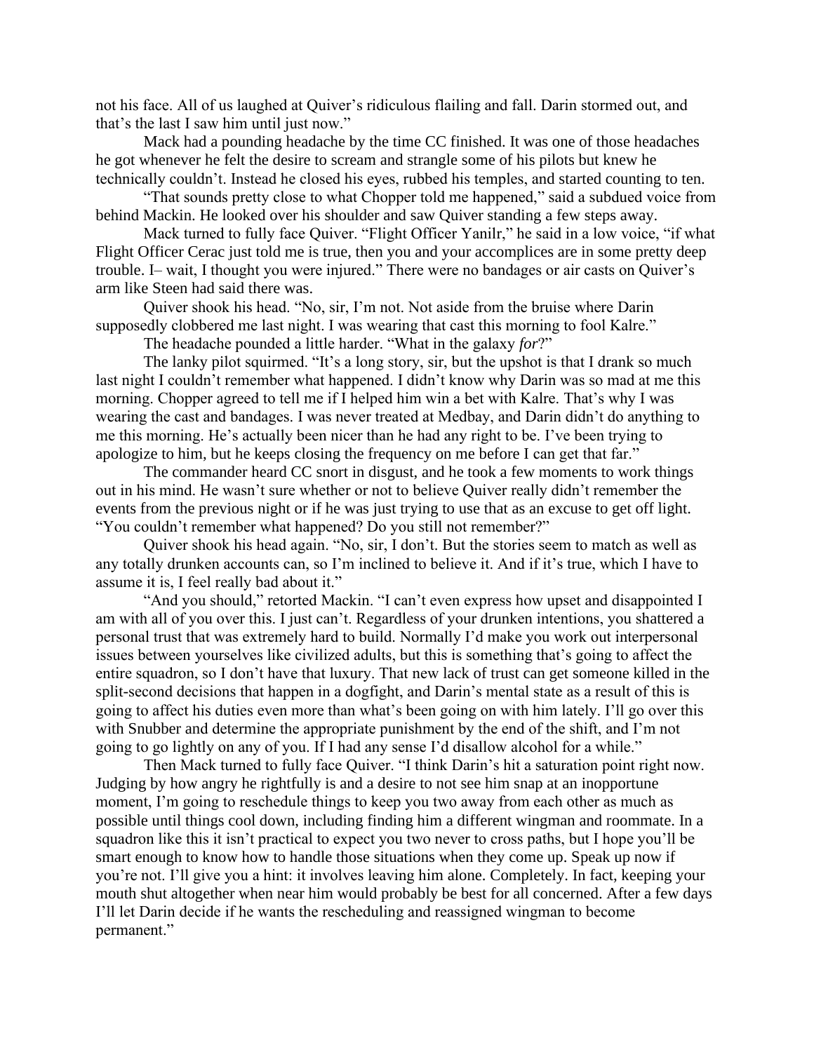not his face. All of us laughed at Quiver's ridiculous flailing and fall. Darin stormed out, and that's the last I saw him until just now."

Mack had a pounding headache by the time CC finished. It was one of those headaches he got whenever he felt the desire to scream and strangle some of his pilots but knew he technically couldn't. Instead he closed his eyes, rubbed his temples, and started counting to ten.

"That sounds pretty close to what Chopper told me happened," said a subdued voice from behind Mackin. He looked over his shoulder and saw Quiver standing a few steps away.

Mack turned to fully face Quiver. "Flight Officer Yanilr," he said in a low voice, "if what Flight Officer Cerac just told me is true, then you and your accomplices are in some pretty deep trouble. I– wait, I thought you were injured." There were no bandages or air casts on Quiver's arm like Steen had said there was.

Quiver shook his head. "No, sir, I'm not. Not aside from the bruise where Darin supposedly clobbered me last night. I was wearing that cast this morning to fool Kalre."

The headache pounded a little harder. "What in the galaxy *for*?"

The lanky pilot squirmed. "It's a long story, sir, but the upshot is that I drank so much last night I couldn't remember what happened. I didn't know why Darin was so mad at me this morning. Chopper agreed to tell me if I helped him win a bet with Kalre. That's why I was wearing the cast and bandages. I was never treated at Medbay, and Darin didn't do anything to me this morning. He's actually been nicer than he had any right to be. I've been trying to apologize to him, but he keeps closing the frequency on me before I can get that far."

The commander heard CC snort in disgust, and he took a few moments to work things out in his mind. He wasn't sure whether or not to believe Quiver really didn't remember the events from the previous night or if he was just trying to use that as an excuse to get off light. "You couldn't remember what happened? Do you still not remember?"

Quiver shook his head again. "No, sir, I don't. But the stories seem to match as well as any totally drunken accounts can, so I'm inclined to believe it. And if it's true, which I have to assume it is, I feel really bad about it."

"And you should," retorted Mackin. "I can't even express how upset and disappointed I am with all of you over this. I just can't. Regardless of your drunken intentions, you shattered a personal trust that was extremely hard to build. Normally I'd make you work out interpersonal issues between yourselves like civilized adults, but this is something that's going to affect the entire squadron, so I don't have that luxury. That new lack of trust can get someone killed in the split-second decisions that happen in a dogfight, and Darin's mental state as a result of this is going to affect his duties even more than what's been going on with him lately. I'll go over this with Snubber and determine the appropriate punishment by the end of the shift, and I'm not going to go lightly on any of you. If I had any sense I'd disallow alcohol for a while."

Then Mack turned to fully face Quiver. "I think Darin's hit a saturation point right now. Judging by how angry he rightfully is and a desire to not see him snap at an inopportune moment, I'm going to reschedule things to keep you two away from each other as much as possible until things cool down, including finding him a different wingman and roommate. In a squadron like this it isn't practical to expect you two never to cross paths, but I hope you'll be smart enough to know how to handle those situations when they come up. Speak up now if you're not. I'll give you a hint: it involves leaving him alone. Completely. In fact, keeping your mouth shut altogether when near him would probably be best for all concerned. After a few days I'll let Darin decide if he wants the rescheduling and reassigned wingman to become permanent."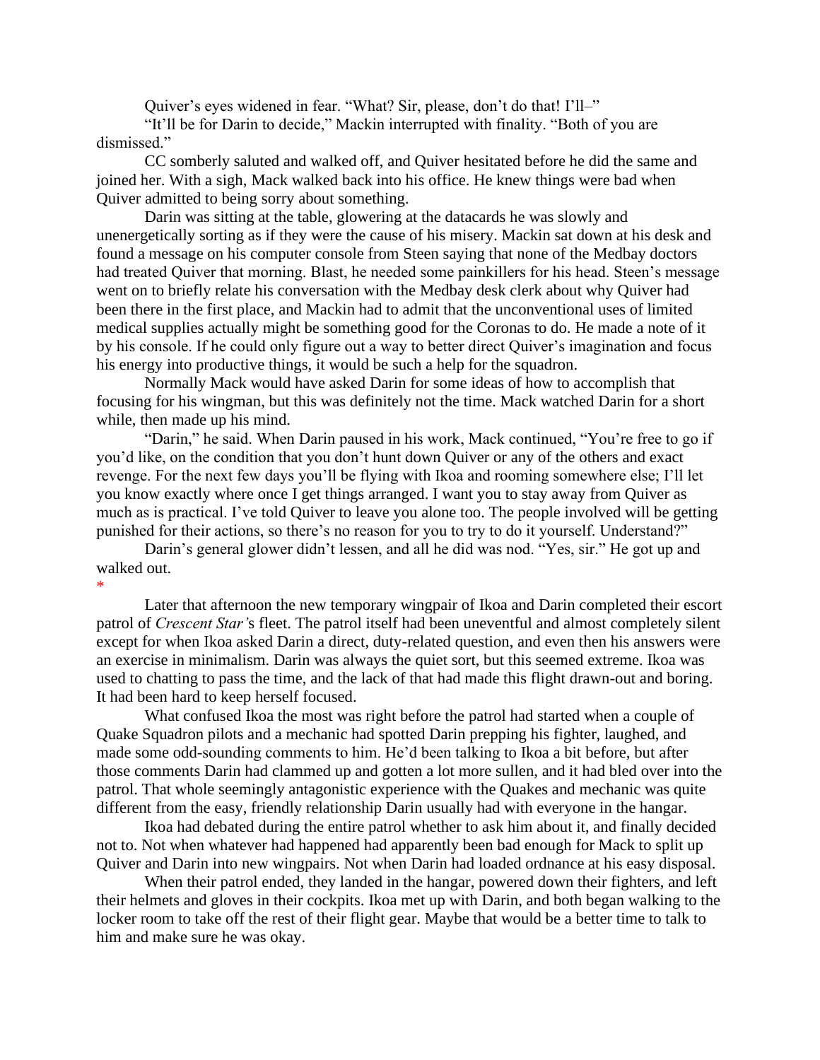Quiver's eyes widened in fear. "What? Sir, please, don't do that! I'll–"

"It'll be for Darin to decide," Mackin interrupted with finality. "Both of you are dismissed."

CC somberly saluted and walked off, and Quiver hesitated before he did the same and joined her. With a sigh, Mack walked back into his office. He knew things were bad when Quiver admitted to being sorry about something.

Darin was sitting at the table, glowering at the datacards he was slowly and unenergetically sorting as if they were the cause of his misery. Mackin sat down at his desk and found a message on his computer console from Steen saying that none of the Medbay doctors had treated Quiver that morning. Blast, he needed some painkillers for his head. Steen's message went on to briefly relate his conversation with the Medbay desk clerk about why Quiver had been there in the first place, and Mackin had to admit that the unconventional uses of limited medical supplies actually might be something good for the Coronas to do. He made a note of it by his console. If he could only figure out a way to better direct Quiver's imagination and focus his energy into productive things, it would be such a help for the squadron.

Normally Mack would have asked Darin for some ideas of how to accomplish that focusing for his wingman, but this was definitely not the time. Mack watched Darin for a short while, then made up his mind.

"Darin," he said. When Darin paused in his work, Mack continued, "You're free to go if you'd like, on the condition that you don't hunt down Quiver or any of the others and exact revenge. For the next few days you'll be flying with Ikoa and rooming somewhere else; I'll let you know exactly where once I get things arranged. I want you to stay away from Quiver as much as is practical. I've told Quiver to leave you alone too. The people involved will be getting punished for their actions, so there's no reason for you to try to do it yourself. Understand?"

Darin's general glower didn't lessen, and all he did was nod. "Yes, sir." He got up and walked out.

*

Later that afternoon the new temporary wingpair of Ikoa and Darin completed their escort patrol of *Crescent Star*'s fleet. The patrol itself had been uneventful and almost completely silent except for when Ikoa asked Darin a direct, duty-related question, and even then his answers were an exercise in minimalism. Darin was always the quiet sort, but this seemed extreme. Ikoa was used to chatting to pass the time, and the lack of that had made this flight drawn-out and boring. It had been hard to keep herself focused.

What confused Ikoa the most was right before the patrol had started when a couple of Quake Squadron pilots and a mechanic had spotted Darin prepping his fighter, laughed, and made some odd-sounding comments to him. He'd been talking to Ikoa a bit before, but after those comments Darin had clammed up and gotten a lot more sullen, and it had bled over into the patrol. That whole seemingly antagonistic experience with the Quakes and mechanic was quite different from the easy, friendly relationship Darin usually had with everyone in the hangar.

Ikoa had debated during the entire patrol whether to ask him about it, and finally decided not to. Not when whatever had happened had apparently been bad enough for Mack to split up Quiver and Darin into new wingpairs. Not when Darin had loaded ordnance at his easy disposal.

When their patrol ended, they landed in the hangar, powered down their fighters, and left their helmets and gloves in their cockpits. Ikoa met up with Darin, and both began walking to the locker room to take off the rest of their flight gear. Maybe that would be a better time to talk to him and make sure he was okay.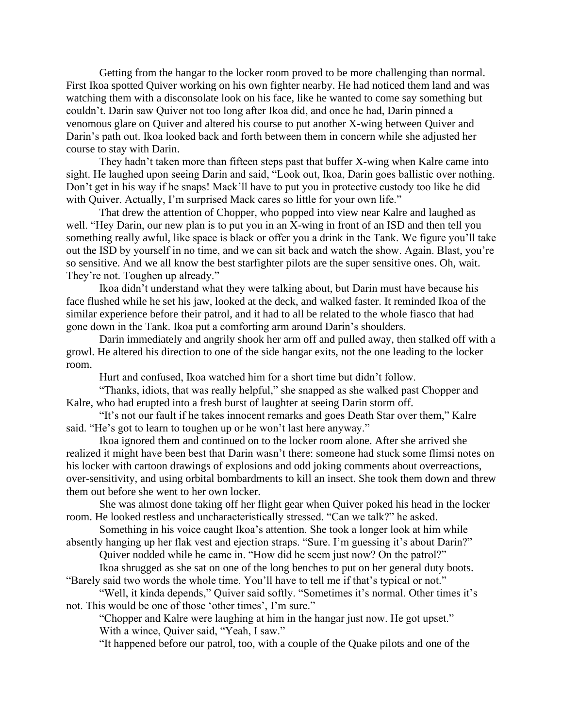Getting from the hangar to the locker room proved to be more challenging than normal. First Ikoa spotted Quiver working on his own fighter nearby. He had noticed them land and was watching them with a disconsolate look on his face, like he wanted to come say something but couldn't. Darin saw Quiver not too long after Ikoa did, and once he had, Darin pinned a venomous glare on Quiver and altered his course to put another X-wing between Quiver and Darin's path out. Ikoa looked back and forth between them in concern while she adjusted her course to stay with Darin.

They hadn't taken more than fifteen steps past that buffer X-wing when Kalre came into sight. He laughed upon seeing Darin and said, "Look out, Ikoa, Darin goes ballistic over nothing. Don't get in his way if he snaps! Mack'll have to put you in protective custody too like he did with Quiver. Actually, I'm surprised Mack cares so little for your own life."

That drew the attention of Chopper, who popped into view near Kalre and laughed as well. "Hey Darin, our new plan is to put you in an X-wing in front of an ISD and then tell you something really awful, like space is black or offer you a drink in the Tank. We figure you'll take out the ISD by yourself in no time, and we can sit back and watch the show. Again. Blast, you're so sensitive. And we all know the best starfighter pilots are the super sensitive ones. Oh, wait. They're not. Toughen up already."

Ikoa didn't understand what they were talking about, but Darin must have because his face flushed while he set his jaw, looked at the deck, and walked faster. It reminded Ikoa of the similar experience before their patrol, and it had to all be related to the whole fiasco that had gone down in the Tank. Ikoa put a comforting arm around Darin's shoulders.

Darin immediately and angrily shook her arm off and pulled away, then stalked off with a growl. He altered his direction to one of the side hangar exits, not the one leading to the locker room.

Hurt and confused, Ikoa watched him for a short time but didn't follow.

"Thanks, idiots, that was really helpful," she snapped as she walked past Chopper and Kalre, who had erupted into a fresh burst of laughter at seeing Darin storm off.

"It's not our fault if he takes innocent remarks and goes Death Star over them," Kalre said. "He's got to learn to toughen up or he won't last here anyway."

Ikoa ignored them and continued on to the locker room alone. After she arrived she realized it might have been best that Darin wasn't there: someone had stuck some flimsi notes on his locker with cartoon drawings of explosions and odd joking comments about overreactions, over-sensitivity, and using orbital bombardments to kill an insect. She took them down and threw them out before she went to her own locker.

She was almost done taking off her flight gear when Quiver poked his head in the locker room. He looked restless and uncharacteristically stressed. "Can we talk?" he asked.

Something in his voice caught Ikoa's attention. She took a longer look at him while absently hanging up her flak vest and ejection straps. "Sure. I'm guessing it's about Darin?"

Quiver nodded while he came in. "How did he seem just now? On the patrol?"

Ikoa shrugged as she sat on one of the long benches to put on her general duty boots. "Barely said two words the whole time. You'll have to tell me if that's typical or not."

"Well, it kinda depends," Quiver said softly. "Sometimes it's normal. Other times it's not. This would be one of those 'other times', I'm sure."

"Chopper and Kalre were laughing at him in the hangar just now. He got upset."

With a wince, Quiver said, "Yeah, I saw."

"It happened before our patrol, too, with a couple of the Quake pilots and one of the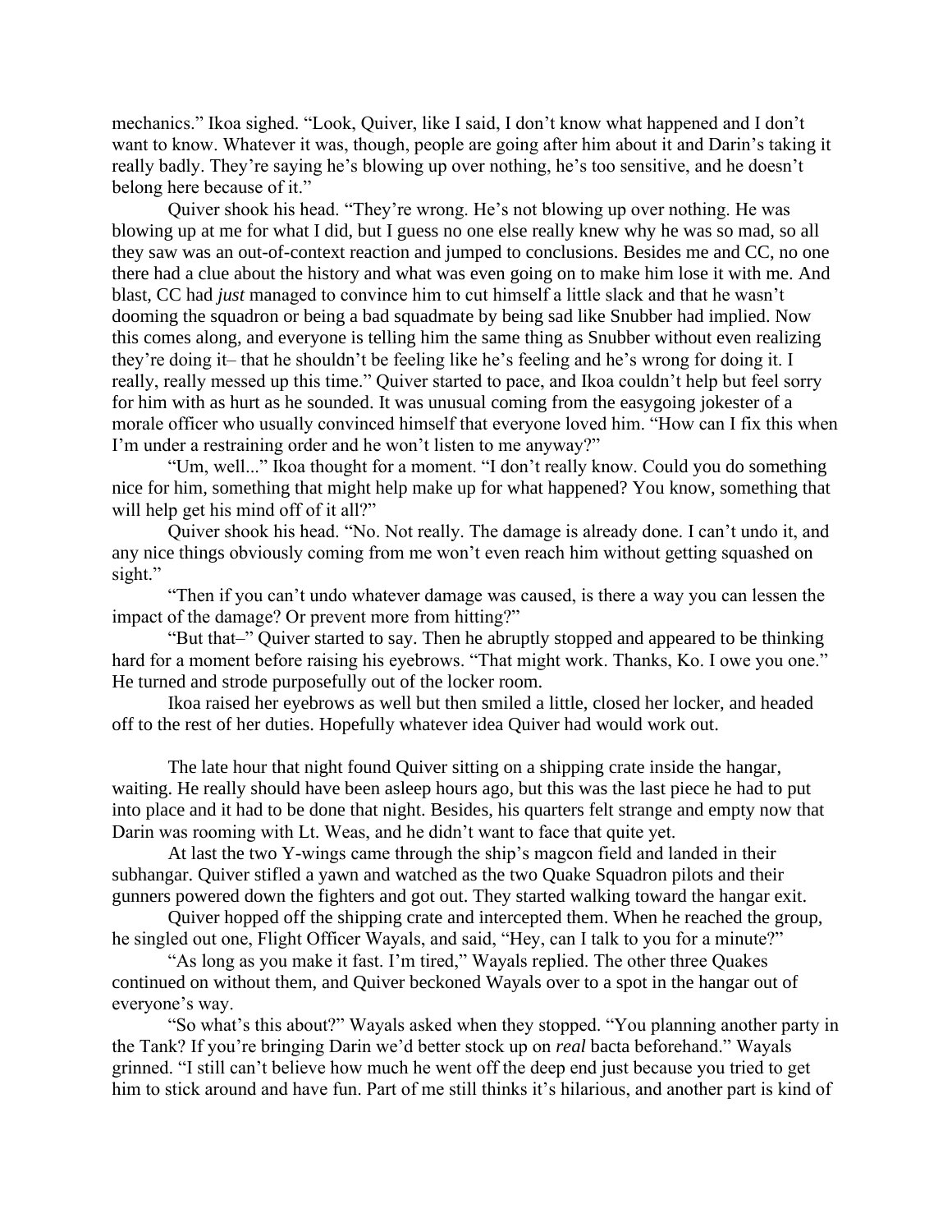mechanics." Ikoa sighed. "Look, Quiver, like I said, I don't know what happened and I don't want to know. Whatever it was, though, people are going after him about it and Darin's taking it really badly. They're saying he's blowing up over nothing, he's too sensitive, and he doesn't belong here because of it."

Quiver shook his head. "They're wrong. He's not blowing up over nothing. He was blowing up at me for what I did, but I guess no one else really knew why he was so mad, so all they saw was an out-of-context reaction and jumped to conclusions. Besides me and CC, no one there had a clue about the history and what was even going on to make him lose it with me. And blast, CC had *just* managed to convince him to cut himself a little slack and that he wasn't dooming the squadron or being a bad squadmate by being sad like Snubber had implied. Now this comes along, and everyone is telling him the same thing as Snubber without even realizing they're doing it– that he shouldn't be feeling like he's feeling and he's wrong for doing it. I really, really messed up this time." Quiver started to pace, and Ikoa couldn't help but feel sorry for him with as hurt as he sounded. It was unusual coming from the easygoing jokester of a morale officer who usually convinced himself that everyone loved him. "How can I fix this when I'm under a restraining order and he won't listen to me anyway?"

"Um, well..." Ikoa thought for a moment. "I don't really know. Could you do something nice for him, something that might help make up for what happened? You know, something that will help get his mind off of it all?"

Quiver shook his head. "No. Not really. The damage is already done. I can't undo it, and any nice things obviously coming from me won't even reach him without getting squashed on sight."

"Then if you can't undo whatever damage was caused, is there a way you can lessen the impact of the damage? Or prevent more from hitting?"

"But that–" Quiver started to say. Then he abruptly stopped and appeared to be thinking hard for a moment before raising his eyebrows. "That might work. Thanks, Ko. I owe you one." He turned and strode purposefully out of the locker room.

Ikoa raised her eyebrows as well but then smiled a little, closed her locker, and headed off to the rest of her duties. Hopefully whatever idea Quiver had would work out.

The late hour that night found Quiver sitting on a shipping crate inside the hangar, waiting. He really should have been asleep hours ago, but this was the last piece he had to put into place and it had to be done that night. Besides, his quarters felt strange and empty now that Darin was rooming with Lt. Weas, and he didn't want to face that quite yet.

At last the two Y-wings came through the ship's magcon field and landed in their subhangar. Quiver stifled a yawn and watched as the two Quake Squadron pilots and their gunners powered down the fighters and got out. They started walking toward the hangar exit.

Quiver hopped off the shipping crate and intercepted them. When he reached the group, he singled out one, Flight Officer Wayals, and said, "Hey, can I talk to you for a minute?"

"As long as you make it fast. I'm tired," Wayals replied. The other three Quakes continued on without them, and Quiver beckoned Wayals over to a spot in the hangar out of everyone's way.

"So what's this about?" Wayals asked when they stopped. "You planning another party in the Tank? If you're bringing Darin we'd better stock up on *real* bacta beforehand." Wayals grinned. "I still can't believe how much he went off the deep end just because you tried to get him to stick around and have fun. Part of me still thinks it's hilarious, and another part is kind of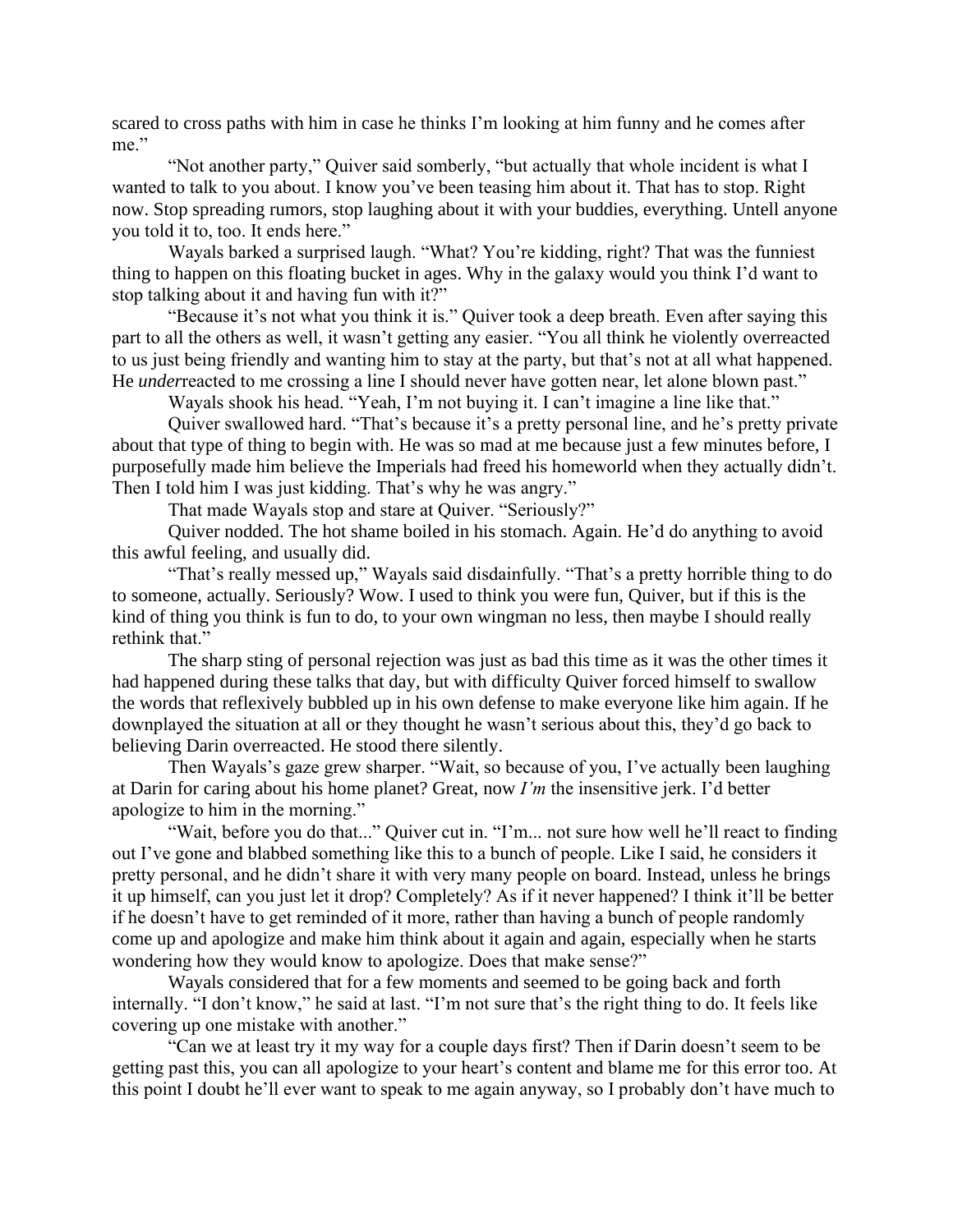scared to cross paths with him in case he thinks I'm looking at him funny and he comes after me."

"Not another party," Quiver said somberly, "but actually that whole incident is what I wanted to talk to you about. I know you've been teasing him about it. That has to stop. Right now. Stop spreading rumors, stop laughing about it with your buddies, everything. Untell anyone you told it to, too. It ends here."

Wayals barked a surprised laugh. "What? You're kidding, right? That was the funniest thing to happen on this floating bucket in ages. Why in the galaxy would you think I'd want to stop talking about it and having fun with it?"

"Because it's not what you think it is." Quiver took a deep breath. Even after saying this part to all the others as well, it wasn't getting any easier. "You all think he violently overreacted to us just being friendly and wanting him to stay at the party, but that's not at all what happened. He *under*reacted to me crossing a line I should never have gotten near, let alone blown past."

Wayals shook his head. "Yeah, I'm not buying it. I can't imagine a line like that."

Quiver swallowed hard. "That's because it's a pretty personal line, and he's pretty private about that type of thing to begin with. He was so mad at me because just a few minutes before, I purposefully made him believe the Imperials had freed his homeworld when they actually didn't. Then I told him I was just kidding. That's why he was angry."

That made Wayals stop and stare at Quiver. "Seriously?"

Quiver nodded. The hot shame boiled in his stomach. Again. He'd do anything to avoid this awful feeling, and usually did.

"That's really messed up," Wayals said disdainfully. "That's a pretty horrible thing to do to someone, actually. Seriously? Wow. I used to think you were fun, Quiver, but if this is the kind of thing you think is fun to do, to your own wingman no less, then maybe I should really rethink that."

The sharp sting of personal rejection was just as bad this time as it was the other times it had happened during these talks that day, but with difficulty Quiver forced himself to swallow the words that reflexively bubbled up in his own defense to make everyone like him again. If he downplayed the situation at all or they thought he wasn't serious about this, they'd go back to believing Darin overreacted. He stood there silently.

Then Wayals's gaze grew sharper. "Wait, so because of you, I've actually been laughing at Darin for caring about his home planet? Great, now *I'm* the insensitive jerk. I'd better apologize to him in the morning."

"Wait, before you do that..." Quiver cut in. "I'm... not sure how well he'll react to finding out I've gone and blabbed something like this to a bunch of people. Like I said, he considers it pretty personal, and he didn't share it with very many people on board. Instead, unless he brings it up himself, can you just let it drop? Completely? As if it never happened? I think it'll be better if he doesn't have to get reminded of it more, rather than having a bunch of people randomly come up and apologize and make him think about it again and again, especially when he starts wondering how they would know to apologize. Does that make sense?"

Wayals considered that for a few moments and seemed to be going back and forth internally. "I don't know," he said at last. "I'm not sure that's the right thing to do. It feels like covering up one mistake with another."

"Can we at least try it my way for a couple days first? Then if Darin doesn't seem to be getting past this, you can all apologize to your heart's content and blame me for this error too. At this point I doubt he'll ever want to speak to me again anyway, so I probably don't have much to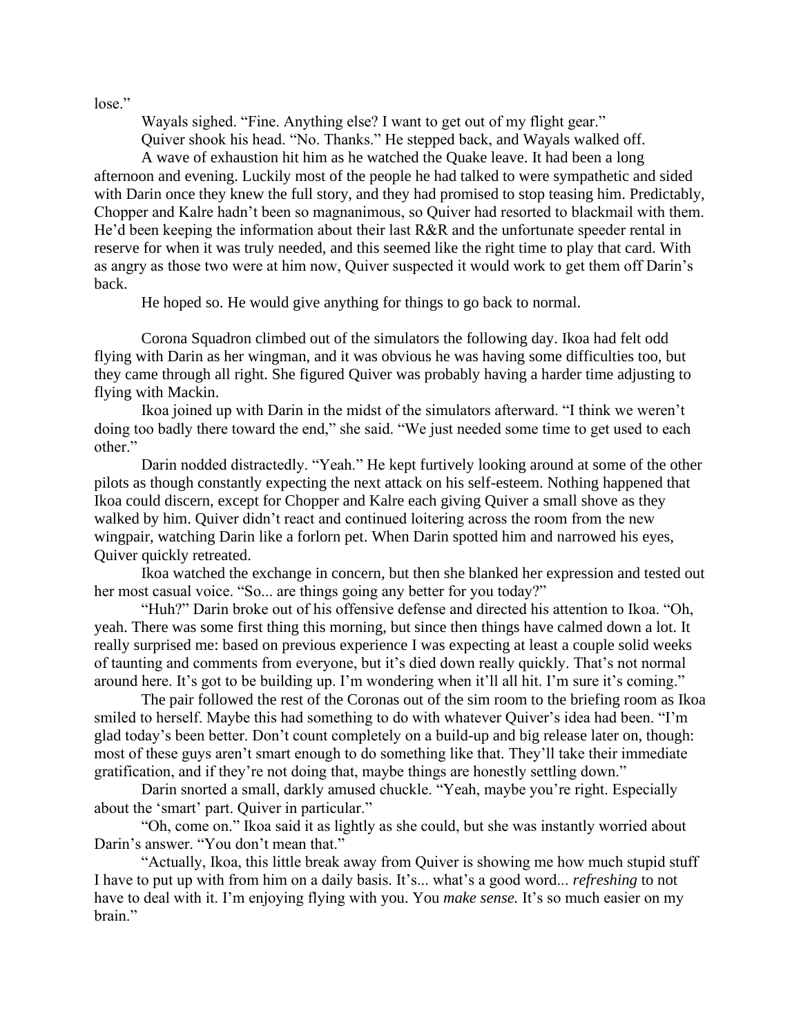lose."

Wayals sighed. "Fine. Anything else? I want to get out of my flight gear."

Quiver shook his head. "No. Thanks." He stepped back, and Wayals walked off.

A wave of exhaustion hit him as he watched the Quake leave. It had been a long afternoon and evening. Luckily most of the people he had talked to were sympathetic and sided with Darin once they knew the full story, and they had promised to stop teasing him. Predictably, Chopper and Kalre hadn't been so magnanimous, so Quiver had resorted to blackmail with them. He'd been keeping the information about their last R&R and the unfortunate speeder rental in reserve for when it was truly needed, and this seemed like the right time to play that card. With as angry as those two were at him now, Quiver suspected it would work to get them off Darin's back.

He hoped so. He would give anything for things to go back to normal.

Corona Squadron climbed out of the simulators the following day. Ikoa had felt odd flying with Darin as her wingman, and it was obvious he was having some difficulties too, but they came through all right. She figured Quiver was probably having a harder time adjusting to flying with Mackin.

Ikoa joined up with Darin in the midst of the simulators afterward. "I think we weren't doing too badly there toward the end," she said. "We just needed some time to get used to each other."

Darin nodded distractedly. "Yeah." He kept furtively looking around at some of the other pilots as though constantly expecting the next attack on his self-esteem. Nothing happened that Ikoa could discern, except for Chopper and Kalre each giving Quiver a small shove as they walked by him. Quiver didn't react and continued loitering across the room from the new wingpair, watching Darin like a forlorn pet. When Darin spotted him and narrowed his eyes, Quiver quickly retreated.

Ikoa watched the exchange in concern, but then she blanked her expression and tested out her most casual voice. "So... are things going any better for you today?"

"Huh?" Darin broke out of his offensive defense and directed his attention to Ikoa. "Oh, yeah. There was some first thing this morning, but since then things have calmed down a lot. It really surprised me: based on previous experience I was expecting at least a couple solid weeks of taunting and comments from everyone, but it's died down really quickly. That's not normal around here. It's got to be building up. I'm wondering when it'll all hit. I'm sure it's coming."

The pair followed the rest of the Coronas out of the sim room to the briefing room as Ikoa smiled to herself. Maybe this had something to do with whatever Quiver's idea had been. "I'm glad today's been better. Don't count completely on a build-up and big release later on, though: most of these guys aren't smart enough to do something like that. They'll take their immediate gratification, and if they're not doing that, maybe things are honestly settling down."

Darin snorted a small, darkly amused chuckle. "Yeah, maybe you're right. Especially about the 'smart' part. Quiver in particular."

"Oh, come on." Ikoa said it as lightly as she could, but she was instantly worried about Darin's answer. "You don't mean that."

"Actually, Ikoa, this little break away from Quiver is showing me how much stupid stuff I have to put up with from him on a daily basis. It's... what's a good word... *refreshing* to not have to deal with it. I'm enjoying flying with you. You *make sense.* It's so much easier on my brain."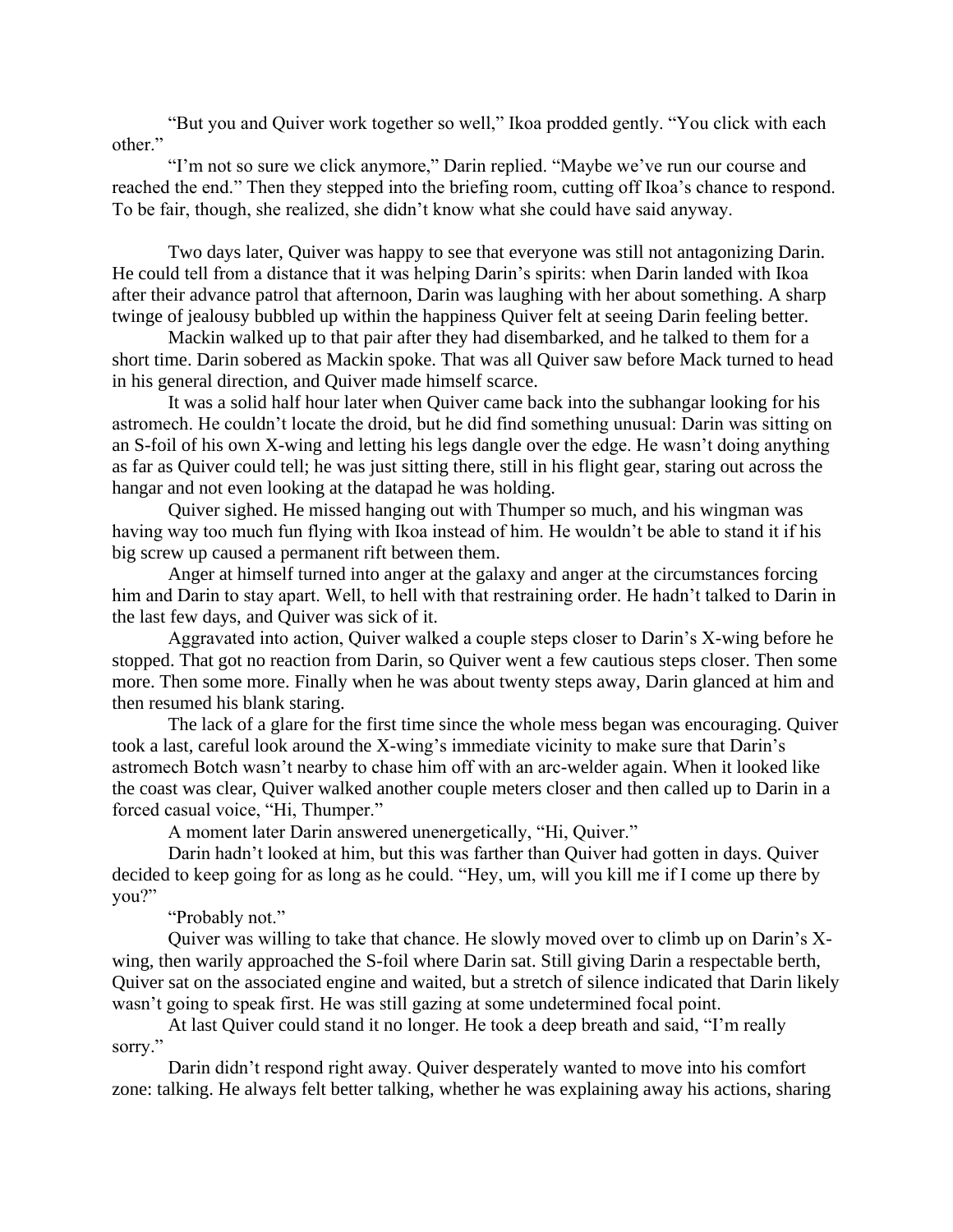"But you and Quiver work together so well," Ikoa prodded gently. "You click with each other."

"I'm not so sure we click anymore," Darin replied. "Maybe we've run our course and reached the end." Then they stepped into the briefing room, cutting off Ikoa's chance to respond. To be fair, though, she realized, she didn't know what she could have said anyway.

Two days later, Quiver was happy to see that everyone was still not antagonizing Darin. He could tell from a distance that it was helping Darin's spirits: when Darin landed with Ikoa after their advance patrol that afternoon, Darin was laughing with her about something. A sharp twinge of jealousy bubbled up within the happiness Quiver felt at seeing Darin feeling better.

Mackin walked up to that pair after they had disembarked, and he talked to them for a short time. Darin sobered as Mackin spoke. That was all Quiver saw before Mack turned to head in his general direction, and Quiver made himself scarce.

It was a solid half hour later when Quiver came back into the subhangar looking for his astromech. He couldn't locate the droid, but he did find something unusual: Darin was sitting on an S-foil of his own X-wing and letting his legs dangle over the edge. He wasn't doing anything as far as Quiver could tell; he was just sitting there, still in his flight gear, staring out across the hangar and not even looking at the datapad he was holding.

Quiver sighed. He missed hanging out with Thumper so much, and his wingman was having way too much fun flying with Ikoa instead of him. He wouldn't be able to stand it if his big screw up caused a permanent rift between them.

Anger at himself turned into anger at the galaxy and anger at the circumstances forcing him and Darin to stay apart. Well, to hell with that restraining order. He hadn't talked to Darin in the last few days, and Quiver was sick of it.

Aggravated into action, Quiver walked a couple steps closer to Darin's X-wing before he stopped. That got no reaction from Darin, so Quiver went a few cautious steps closer. Then some more. Then some more. Finally when he was about twenty steps away, Darin glanced at him and then resumed his blank staring.

The lack of a glare for the first time since the whole mess began was encouraging. Quiver took a last, careful look around the X-wing's immediate vicinity to make sure that Darin's astromech Botch wasn't nearby to chase him off with an arc-welder again. When it looked like the coast was clear, Quiver walked another couple meters closer and then called up to Darin in a forced casual voice, "Hi, Thumper."

A moment later Darin answered unenergetically, "Hi, Quiver."

Darin hadn't looked at him, but this was farther than Quiver had gotten in days. Quiver decided to keep going for as long as he could. "Hey, um, will you kill me if I come up there by you?"

"Probably not."

Quiver was willing to take that chance. He slowly moved over to climb up on Darin's X-wing, then warily approached the S-foil where Darin sat. Still giving Darin a respectable berth, Quiver sat on the associated engine and waited, but a stretch of silence indicated that Darin likely wasn't going to speak first. He was still gazing at some undetermined focal point.

At last Quiver could stand it no longer. He took a deep breath and said, "I'm really sorry."

Darin didn't respond right away. Quiver desperately wanted to move into his comfort zone: talking. He always felt better talking, whether he was explaining away his actions, sharing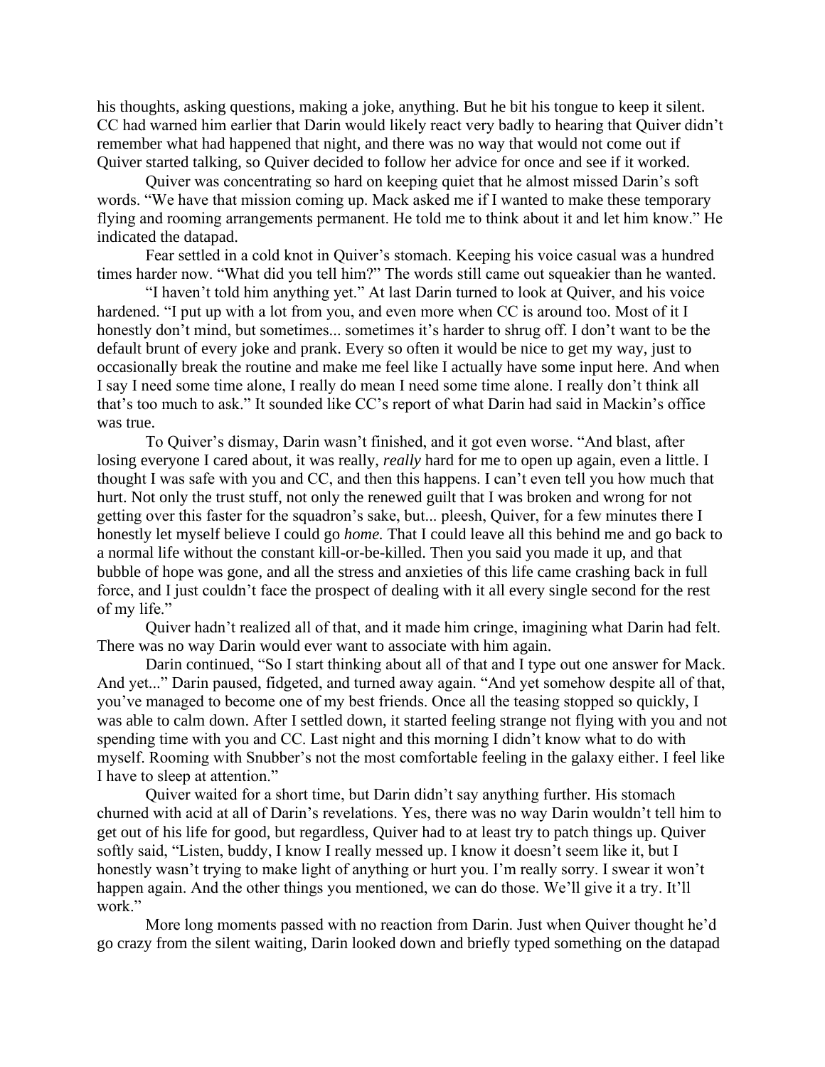his thoughts, asking questions, making a joke, anything. But he bit his tongue to keep it silent. CC had warned him earlier that Darin would likely react very badly to hearing that Quiver didn't remember what had happened that night, and there was no way that would not come out if Quiver started talking, so Quiver decided to follow her advice for once and see if it worked.

Quiver was concentrating so hard on keeping quiet that he almost missed Darin's soft words. "We have that mission coming up. Mack asked me if I wanted to make these temporary flying and rooming arrangements permanent. He told me to think about it and let him know." He indicated the datapad.

Fear settled in a cold knot in Quiver's stomach. Keeping his voice casual was a hundred times harder now. "What did you tell him?" The words still came out squeakier than he wanted.

"I haven't told him anything yet." At last Darin turned to look at Quiver, and his voice hardened. "I put up with a lot from you, and even more when CC is around too. Most of it I honestly don't mind, but sometimes... sometimes it's harder to shrug off. I don't want to be the default brunt of every joke and prank. Every so often it would be nice to get my way, just to occasionally break the routine and make me feel like I actually have some input here. And when I say I need some time alone, I really do mean I need some time alone. I really don't think all that's too much to ask." It sounded like CC's report of what Darin had said in Mackin's office was true.

To Quiver's dismay, Darin wasn't finished, and it got even worse. "And blast, after losing everyone I cared about, it was really, *really* hard for me to open up again, even a little. I thought I was safe with you and CC, and then this happens. I can't even tell you how much that hurt. Not only the trust stuff, not only the renewed guilt that I was broken and wrong for not getting over this faster for the squadron's sake, but... pleesh, Quiver, for a few minutes there I honestly let myself believe I could go *home.* That I could leave all this behind me and go back to a normal life without the constant kill-or-be-killed. Then you said you made it up, and that bubble of hope was gone, and all the stress and anxieties of this life came crashing back in full force, and I just couldn't face the prospect of dealing with it all every single second for the rest of my life."

Quiver hadn't realized all of that, and it made him cringe, imagining what Darin had felt. There was no way Darin would ever want to associate with him again.

Darin continued, "So I start thinking about all of that and I type out one answer for Mack. And yet..." Darin paused, fidgeted, and turned away again. "And yet somehow despite all of that, you've managed to become one of my best friends. Once all the teasing stopped so quickly, I was able to calm down. After I settled down, it started feeling strange not flying with you and not spending time with you and CC. Last night and this morning I didn't know what to do with myself. Rooming with Snubber's not the most comfortable feeling in the galaxy either. I feel like I have to sleep at attention."

Quiver waited for a short time, but Darin didn't say anything further. His stomach churned with acid at all of Darin's revelations. Yes, there was no way Darin wouldn't tell him to get out of his life for good, but regardless, Quiver had to at least try to patch things up. Quiver softly said, "Listen, buddy, I know I really messed up. I know it doesn't seem like it, but I honestly wasn't trying to make light of anything or hurt you. I'm really sorry. I swear it won't happen again. And the other things you mentioned, we can do those. We'll give it a try. It'll work."

More long moments passed with no reaction from Darin. Just when Quiver thought he'd go crazy from the silent waiting, Darin looked down and briefly typed something on the datapad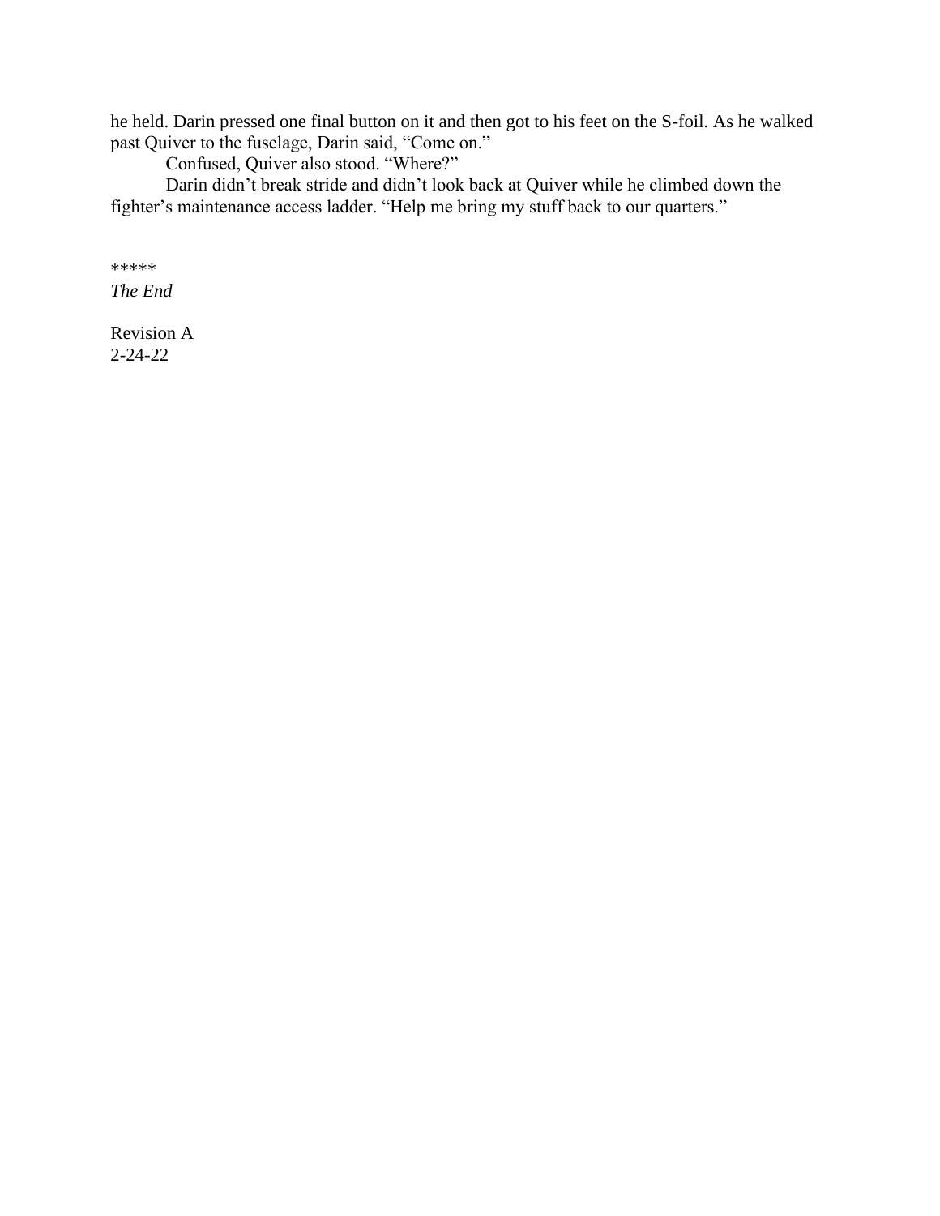he held. Darin pressed one final button on it and then got to his feet on the S-foil. As he walked past Quiver to the fuselage, Darin said, "Come on."

Confused, Quiver also stood. "Where?"

Darin didn't break stride and didn't look back at Quiver while he climbed down the fighter's maintenance access ladder. "Help me bring my stuff back to our quarters."

*****

*The End*

Revision A
2-24-22